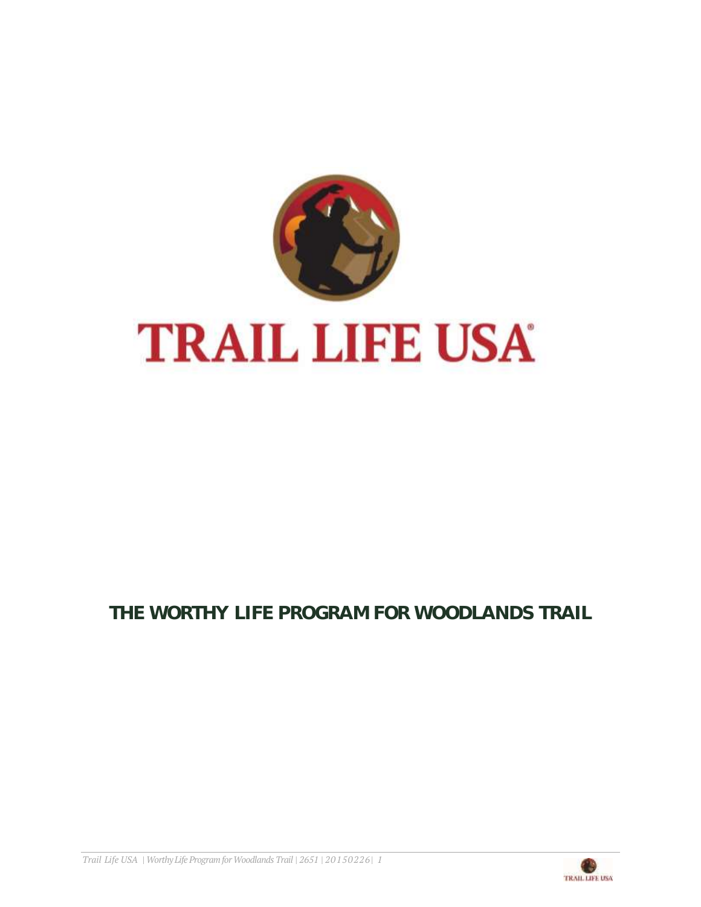# TRAIL LIFE USA®

## THE WORTHY LIFE PROGRAM FOR WOODLANDS TRAIL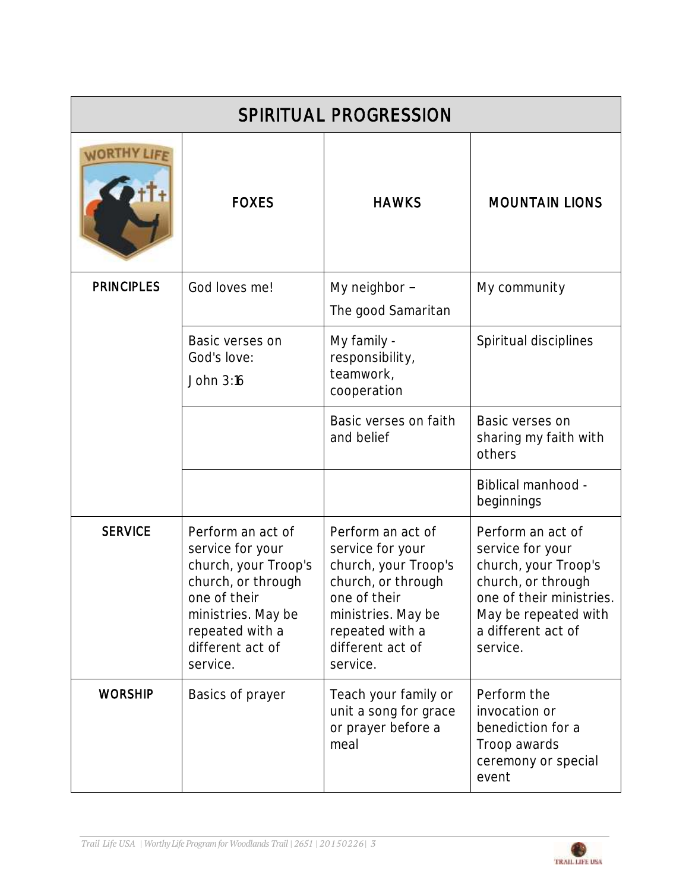| SPIRITUAL PROGRESSION | | | |
|---|---|---|---|
| | FOXES | HAWKS | MOUNTAIN LIONS |
| PRINCIPLES | God loves me! | My neighbor – The good Samaritan | My community |
| | Basic verses on God's love: John 3:16 | My family - responsibility, teamwork, cooperation | Spiritual disciplines |
| | | Basic verses on faith and belief | Basic verses on sharing my faith with others |
| | | | Biblical manhood - beginnings |
| SERVICE | Perform an act of service for your church, your Troop's church, or through one of their ministries. May be repeated with a different act of service. | Perform an act of service for your church, your Troop's church, or through one of their ministries. May be repeated with a different act of service. | Perform an act of service for your church, your Troop's church, or through one of their ministries. May be repeated with a different act of service. |
| WORSHIP | Basics of prayer | Teach your family or unit a song for grace or prayer before a meal | Perform the invocation or benediction for a Troop awards ceremony or special event |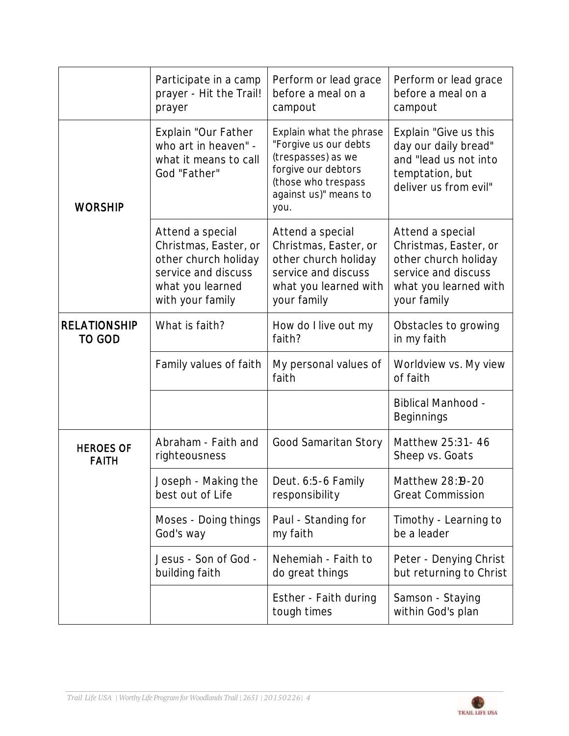| | | | |
|---|---|---|---|
| | Participate in a camp prayer - Hit the Trail! prayer | Perform or lead grace before a meal on a campout | Perform or lead grace before a meal on a campout |
| WORSHIP | Explain "Our Father who art in heaven" - what it means to call God "Father" | Explain what the phrase "Forgive us our debts (trespasses) as we forgive our debtors (those who trespass against us)" means to you. | Explain "Give us this day our daily bread" and "lead us not into temptation, but deliver us from evil" |
| | Attend a special Christmas, Easter, or other church holiday service and discuss what you learned with your family | Attend a special Christmas, Easter, or other church holiday service and discuss what you learned with your family | Attend a special Christmas, Easter, or other church holiday service and discuss what you learned with your family |
| RELATIONSHIP TO GOD | What is faith? | How do I live out my faith? | Obstacles to growing in my faith |
| | Family values of faith | My personal values of faith | Worldview vs. My view of faith |
| | | | Biblical Manhood - Beginnings |
| HEROES OF FAITH | Abraham - Faith and righteousness | Good Samaritan Story | Matthew 25:31- 46 Sheep vs. Goats |
| | Joseph - Making the best out of Life | Deut. 6:5-6 Family responsibility | Matthew 28:19-20 Great Commission |
| | Moses - Doing things God's way | Paul - Standing for my faith | Timothy - Learning to be a leader |
| | Jesus - Son of God - building faith | Nehemiah - Faith to do great things | Peter - Denying Christ but returning to Christ |
| | | Esther - Faith during tough times | Samson - Staying within God's plan |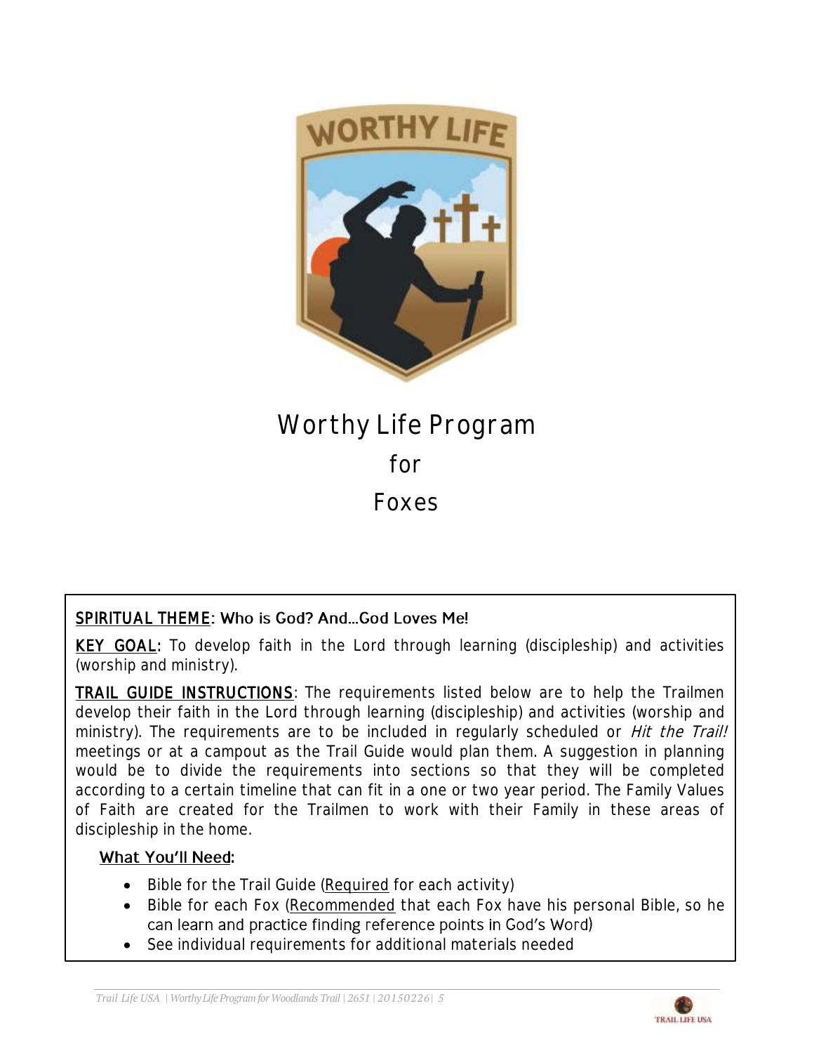# Worthy Life Program

# for

# Foxes

**SPIRITUAL THEME**: Who is God? And…God Loves Me!

**KEY GOAL:** To develop faith in the Lord through learning (discipleship) and activities (worship and ministry).

**TRAIL GUIDE INSTRUCTIONS**: The requirements listed below are to help the Trailmen develop their faith in the Lord through learning (discipleship) and activities (worship and ministry). The requirements are to be included in regularly scheduled or *Hit the Trail!* meetings or at a campout as the Trail Guide would plan them. A suggestion in planning would be to divide the requirements into sections so that they will be completed according to a certain timeline that can fit in a one or two year period. The Family Values of Faith are created for the Trailmen to work with their Family in these areas of discipleship in the home.

**What You'll Need:**

- Bible for the Trail Guide (Required for each activity)
- Bible for each Fox (Recommended that each Fox have his personal Bible, so he can learn and practice finding reference points in God's Word)
- See individual requirements for additional materials needed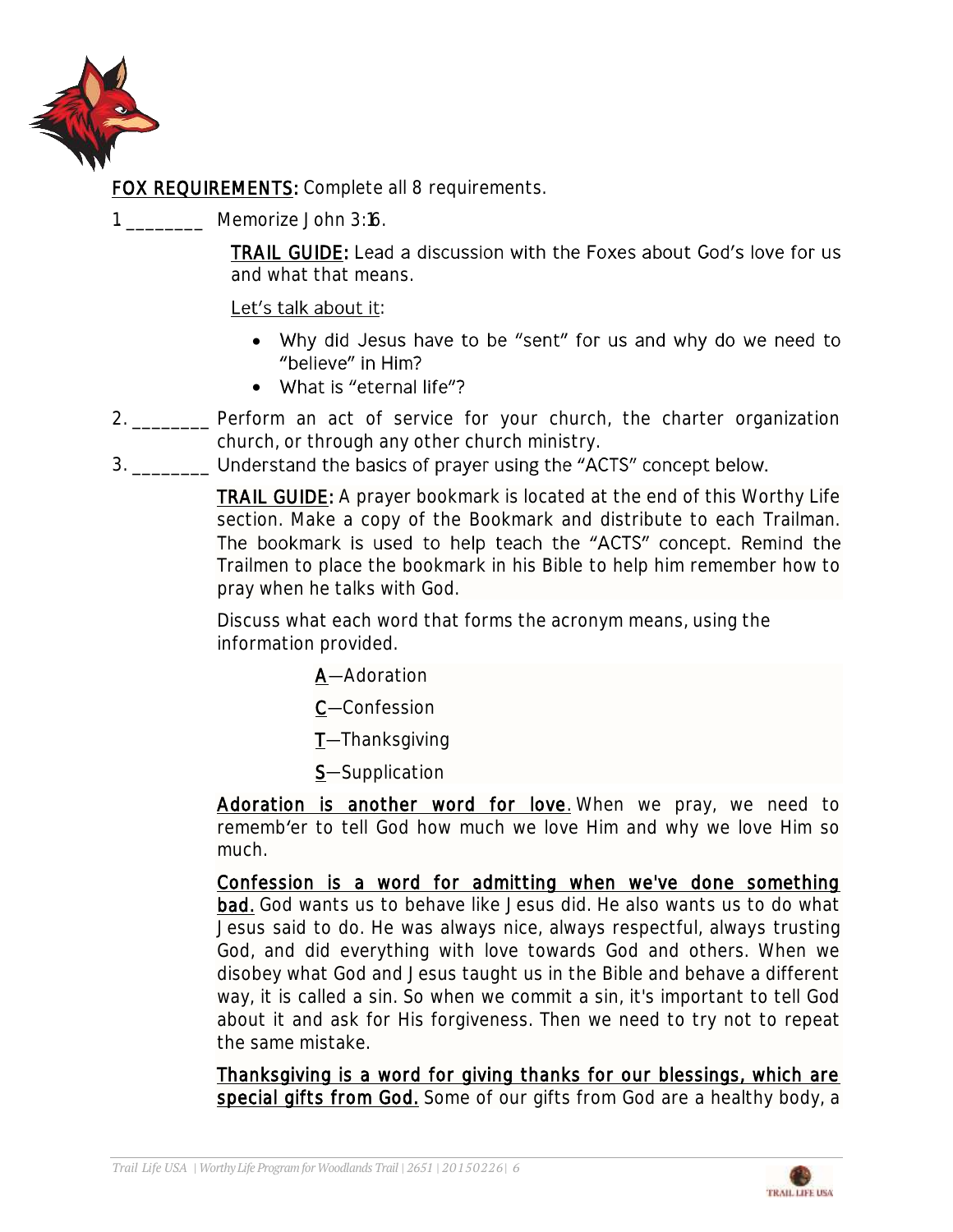**<u>FOX REQUIREMENTS</u>:** Complete all 8 requirements.

1 ________ Memorize John 3:16.

<u>TRAIL GUIDE</u>: Lead a discussion with the Foxes about God's love for us and what that means.

<u>Let's talk about it</u>:

- Why did Jesus have to be "sent" for us and why do we need to "believe" in Him?
- What is "eternal life"?

2. ________ Perform an act of service for your church, the charter organization church, or through any other church ministry.

3. ________ Understand the basics of prayer using the "ACTS" concept below.

<u>TRAIL GUIDE</u>: A prayer bookmark is located at the end of this Worthy Life section. Make a copy of the Bookmark and distribute to each Trailman. The bookmark is used to help teach the "ACTS" concept. Remind the Trailmen to place the bookmark in his Bible to help him remember how to pray when he talks with God.

Discuss what each word that forms the acronym means, using the information provided.

<u>A</u>—Adoration

<u>C</u>—Confession

<u>T</u>—Thanksgiving

<u>S</u>—Supplication

<u>Adoration is another word for love</u>. When we pray, we need to rememb'er to tell God how much we love Him and why we love Him so much.

<u>Confession is a word for admitting when we've done something bad.</u> God wants us to behave like Jesus did. He also wants us to do what Jesus said to do. He was always nice, always respectful, always trusting God, and did everything with love towards God and others. When we disobey what God and Jesus taught us in the Bible and behave a different way, it is called a sin. So when we commit a sin, it's important to tell God about it and ask for His forgiveness. Then we need to try not to repeat the same mistake.

<u>Thanksgiving is a word for giving thanks for our blessings, which are special gifts from God.</u> Some of our gifts from God are a healthy body, a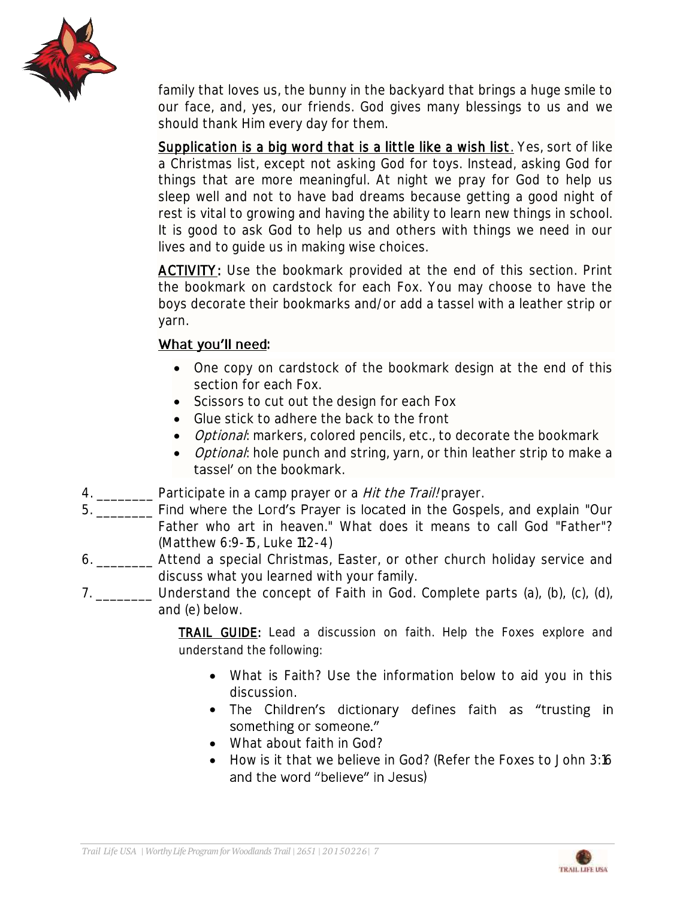family that loves us, the bunny in the backyard that brings a huge smile to our face, and, yes, our friends. God gives many blessings to us and we should thank Him every day for them.

Supplication is a big word that is a little like a wish list. Yes, sort of like a Christmas list, except not asking God for toys. Instead, asking God for things that are more meaningful. At night we pray for God to help us sleep well and not to have bad dreams because getting a good night of rest is vital to growing and having the ability to learn new things in school. It is good to ask God to help us and others with things we need in our lives and to guide us in making wise choices.

ACTIVITY: Use the bookmark provided at the end of this section. Print the bookmark on cardstock for each Fox. You may choose to have the boys decorate their bookmarks and/or add a tassel with a leather strip or yarn.

What you'll need:

- One copy on cardstock of the bookmark design at the end of this section for each Fox.
- Scissors to cut out the design for each Fox
- Glue stick to adhere the back to the front
- *Optional*: markers, colored pencils, etc., to decorate the bookmark
- *Optional*: hole punch and string, yarn, or thin leather strip to make a tassel' on the bookmark.

4. ________ Participate in a camp prayer or a *Hit the Trail!* prayer.
5. ________ Find where the Lord's Prayer is located in the Gospels, and explain "Our Father who art in heaven." What does it means to call God "Father"? (Matthew 6:9-15, Luke 11:2-4)
6. ________ Attend a special Christmas, Easter, or other church holiday service and discuss what you learned with your family.
7. ________ Understand the concept of Faith in God. Complete parts (a), (b), (c), (d), and (e) below.

TRAIL GUIDE: Lead a discussion on faith. Help the Foxes explore and understand the following:

- What is Faith? Use the information below to aid you in this discussion.
- The Children's dictionary defines faith as "trusting in something or someone."
- What about faith in God?
- How is it that we believe in God? (Refer the Foxes to John 3:16 and the word "believe" in Jesus)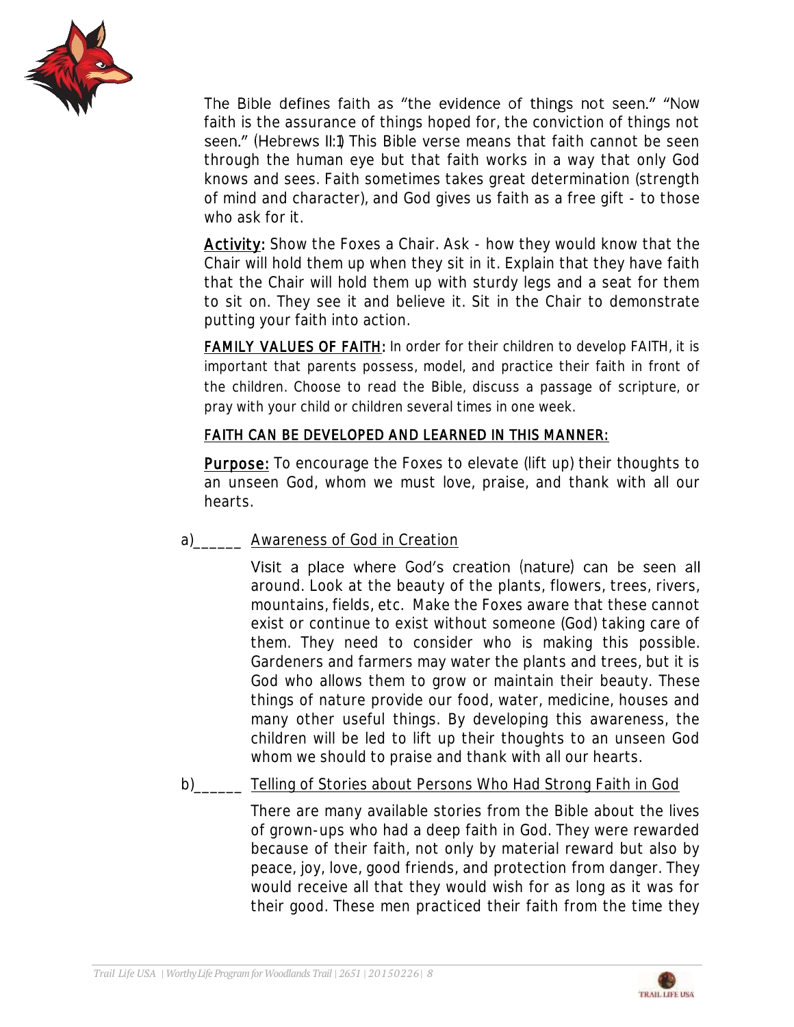The Bible defines faith as "the evidence of things not seen." "Now faith is the assurance of things hoped for, the conviction of things not seen." (Hebrews II:1) This Bible verse means that faith cannot be seen through the human eye but that faith works in a way that only God knows and sees. Faith sometimes takes great determination (strength of mind and character), and God gives us faith as a free gift - to those who ask for it.

<u>**Activity:**</u> Show the Foxes a Chair. Ask - how they would know that the Chair will hold them up when they sit in it. Explain that they have faith that the Chair will hold them up with sturdy legs and a seat for them to sit on. They see it and believe it. Sit in the Chair to demonstrate putting your faith into action.

<u>**FAMILY VALUES OF FAITH:**</u> In order for their children to develop FAITH, it is important that parents possess, model, and practice their faith in front of the children. Choose to read the Bible, discuss a passage of scripture, or pray with your child or children several times in one week.

<u>FAITH CAN BE DEVELOPED AND LEARNED IN THIS MANNER:</u>

<u>**Purpose:**</u> To encourage the Foxes to elevate (lift up) their thoughts to an unseen God, whom we must love, praise, and thank with all our hearts.

a)______ <u>Awareness of God in Creation</u>

Visit a place where God's creation (nature) can be seen all around. Look at the beauty of the plants, flowers, trees, rivers, mountains, fields, etc. Make the Foxes aware that these cannot exist or continue to exist without someone (God) taking care of them. They need to consider who is making this possible. Gardeners and farmers may water the plants and trees, but it is God who allows them to grow or maintain their beauty. These things of nature provide our food, water, medicine, houses and many other useful things. By developing this awareness, the children will be led to lift up their thoughts to an unseen God whom we should to praise and thank with all our hearts.

b)______ <u>Telling of Stories about Persons Who Had Strong Faith in God</u>

There are many available stories from the Bible about the lives of grown-ups who had a deep faith in God. They were rewarded because of their faith, not only by material reward but also by peace, joy, love, good friends, and protection from danger. They would receive all that they would wish for as long as it was for their good. These men practiced their faith from the time they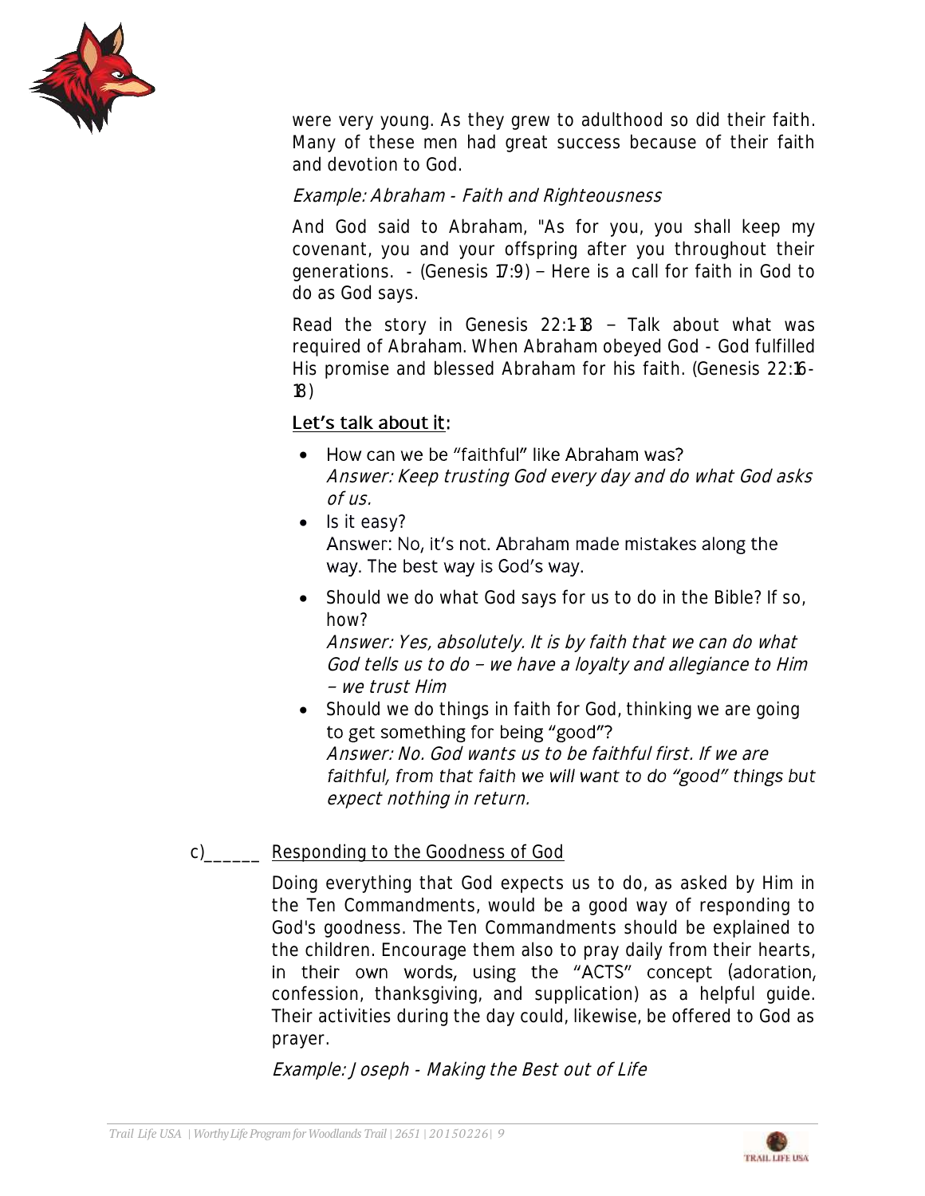were very young. As they grew to adulthood so did their faith. Many of these men had great success because of their faith and devotion to God.

*Example: Abraham - Faith and Righteousness*

And God said to Abraham, "As for you, you shall keep my covenant, you and your offspring after you throughout their generations. - (Genesis 17:9) – Here is a call for faith in God to do as God says.

Read the story in Genesis 22:1-18 – Talk about what was required of Abraham. When Abraham obeyed God - God fulfilled His promise and blessed Abraham for his faith. (Genesis 22:16-18)

<u>Let's talk about it</u>:

- How can we be "faithful" like Abraham was?
  *Answer: Keep trusting God every day and do what God asks of us.*
- Is it easy?
  Answer: No, it's not. Abraham made mistakes along the way. The best way is God's way.
- Should we do what God says for us to do in the Bible? If so, how?
  *Answer: Yes, absolutely. It is by faith that we can do what God tells us to do – we have a loyalty and allegiance to Him – we trust Him*
- Should we do things in faith for God, thinking we are going to get something for being "good"?
  *Answer: No. God wants us to be faithful first. If we are faithful, from that faith we will want to do "good" things but expect nothing in return.*

c)______ <u>Responding to the Goodness of God</u>

Doing everything that God expects us to do, as asked by Him in the Ten Commandments, would be a good way of responding to God's goodness. The Ten Commandments should be explained to the children. Encourage them also to pray daily from their hearts, in their own words, using the "ACTS" concept (adoration, confession, thanksgiving, and supplication) as a helpful guide. Their activities during the day could, likewise, be offered to God as prayer.

*Example: Joseph - Making the Best out of Life*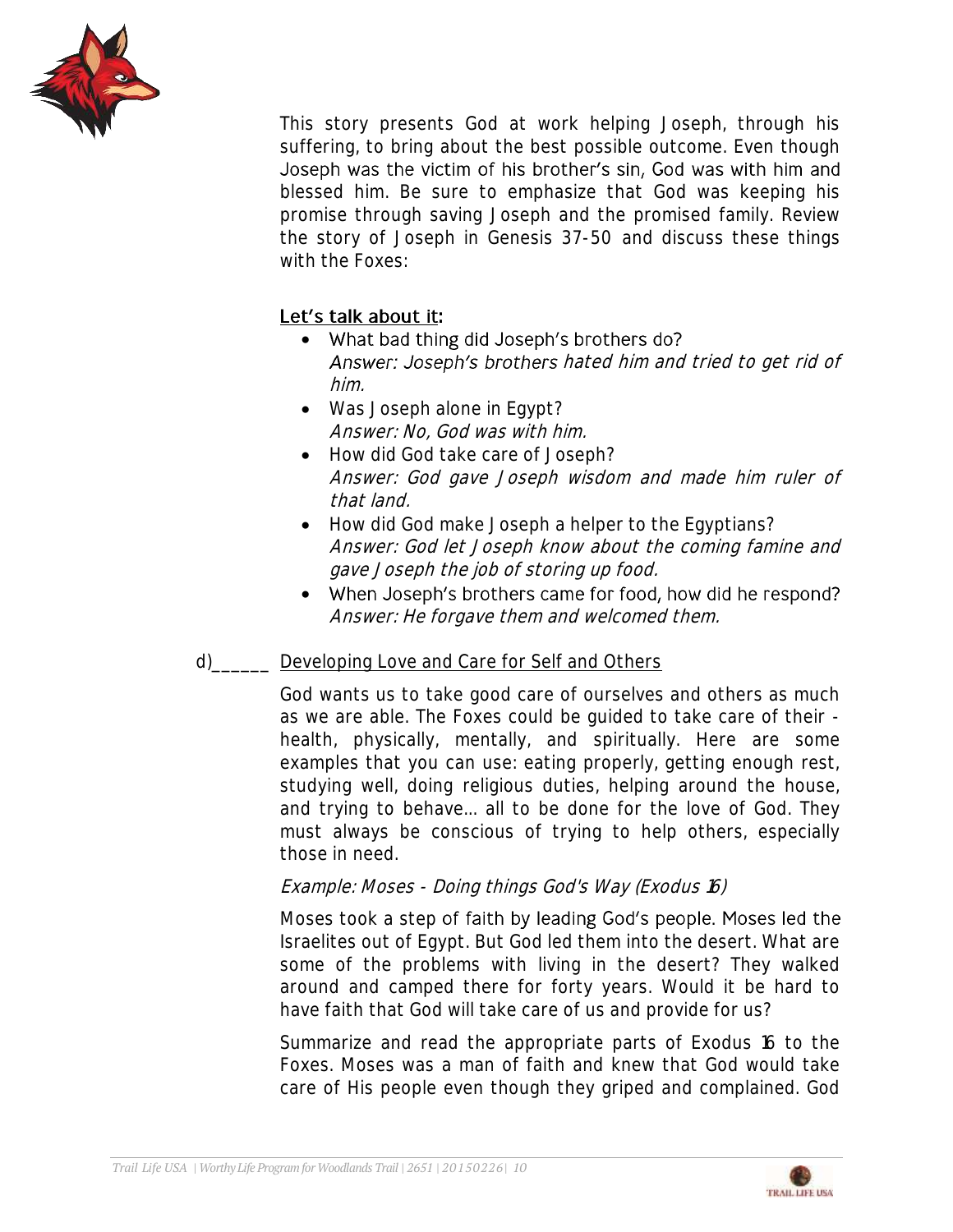This story presents God at work helping Joseph, through his suffering, to bring about the best possible outcome. Even though Joseph was the victim of his brother's sin, God was with him and blessed him. Be sure to emphasize that God was keeping his promise through saving Joseph and the promised family. Review the story of Joseph in Genesis 37-50 and discuss these things with the Foxes:

**Let's talk about it:**

- What bad thing did Joseph's brothers do?
  *Answer: Joseph's brothers hated him and tried to get rid of him.*
- Was Joseph alone in Egypt?
  *Answer: No, God was with him.*
- How did God take care of Joseph?
  *Answer: God gave Joseph wisdom and made him ruler of that land.*
- How did God make Joseph a helper to the Egyptians?
  *Answer: God let Joseph know about the coming famine and gave Joseph the job of storing up food.*
- When Joseph's brothers came for food, how did he respond?
  *Answer: He forgave them and welcomed them.*

d)______ Developing Love and Care for Self and Others

God wants us to take good care of ourselves and others as much as we are able. The Foxes could be guided to take care of their - health, physically, mentally, and spiritually. Here are some examples that you can use: eating properly, getting enough rest, studying well, doing religious duties, helping around the house, and trying to behave... all to be done for the love of God. They must always be conscious of trying to help others, especially those in need.

*Example: Moses - Doing things God's Way (Exodus 16)*

Moses took a step of faith by leading God's people. Moses led the Israelites out of Egypt. But God led them into the desert. What are some of the problems with living in the desert? They walked around and camped there for forty years. Would it be hard to have faith that God will take care of us and provide for us?

Summarize and read the appropriate parts of Exodus 16 to the Foxes. Moses was a man of faith and knew that God would take care of His people even though they griped and complained. God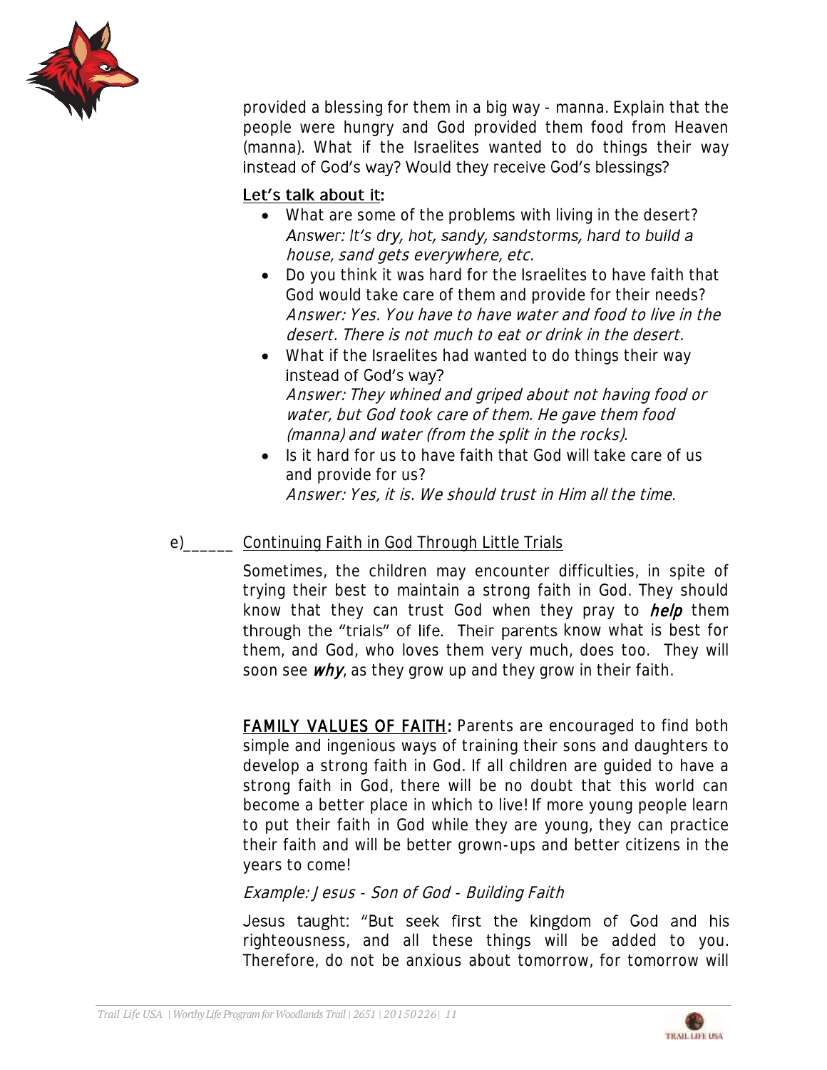provided a blessing for them in a big way - manna. Explain that the people were hungry and God provided them food from Heaven (manna). What if the Israelites wanted to do things their way instead of God's way? Would they receive God's blessings?

<u>Let's talk about it:</u>

- What are some of the problems with living in the desert? *Answer: It's dry, hot, sandy, sandstorms, hard to build a house, sand gets everywhere, etc.*
- Do you think it was hard for the Israelites to have faith that God would take care of them and provide for their needs? *Answer: Yes. You have to have water and food to live in the desert. There is not much to eat or drink in the desert.*
- What if the Israelites had wanted to do things their way instead of God's way? *Answer: They whined and griped about not having food or water, but God took care of them. He gave them food (manna) and water (from the split in the rocks).*
- Is it hard for us to have faith that God will take care of us and provide for us? *Answer: Yes, it is. We should trust in Him all the time.*

e)______ <u>Continuing Faith in God Through Little Trials</u>

Sometimes, the children may encounter difficulties, in spite of trying their best to maintain a strong faith in God. They should know that they can trust God when they pray to ***help*** them through the "trials" of life. Their parents know what is best for them, and God, who loves them very much, does too. They will soon see ***why***, as they grow up and they grow in their faith.

<u>FAMILY VALUES OF FAITH</u>: Parents are encouraged to find both simple and ingenious ways of training their sons and daughters to develop a strong faith in God. If all children are guided to have a strong faith in God, there will be no doubt that this world can become a better place in which to live! If more young people learn to put their faith in God while they are young, they can practice their faith and will be better grown-ups and better citizens in the years to come!

*Example: Jesus - Son of God - Building Faith*

Jesus taught: "But seek first the kingdom of God and his righteousness, and all these things will be added to you. Therefore, do not be anxious about tomorrow, for tomorrow will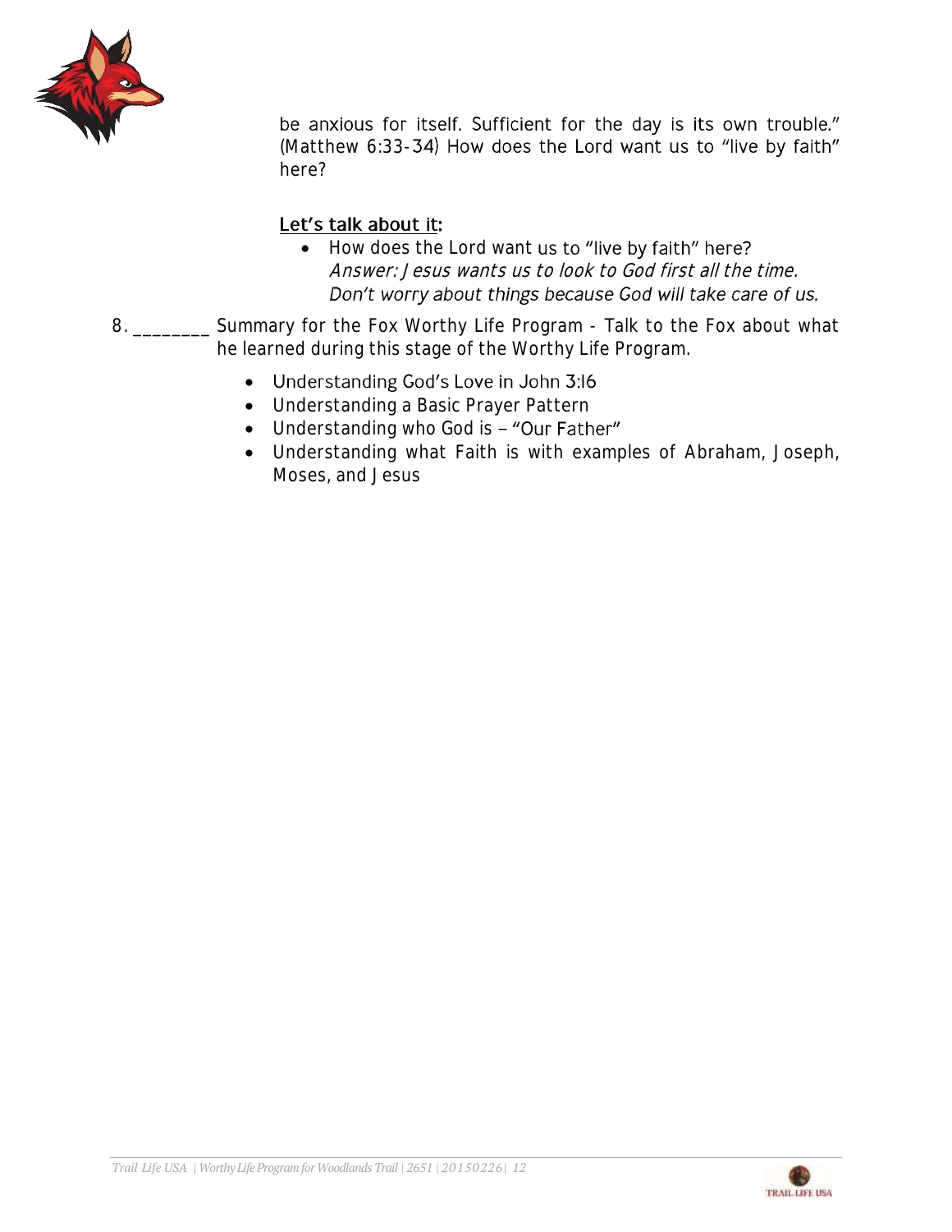be anxious for itself. Sufficient for the day is its own trouble." (Matthew 6:33-34) How does the Lord want us to "live by faith" here?

**Let's talk about it:**

- How does the Lord want us to "live by faith" here?
  *Answer: Jesus wants us to look to God first all the time. Don't worry about things because God will take care of us.*

8. ________ Summary for the Fox Worthy Life Program - Talk to the Fox about what he learned during this stage of the Worthy Life Program.

   - Understanding God's Love in John 3:16
   - Understanding a Basic Prayer Pattern
   - Understanding who God is – "Our Father"
   - Understanding what Faith is with examples of Abraham, Joseph, Moses, and Jesus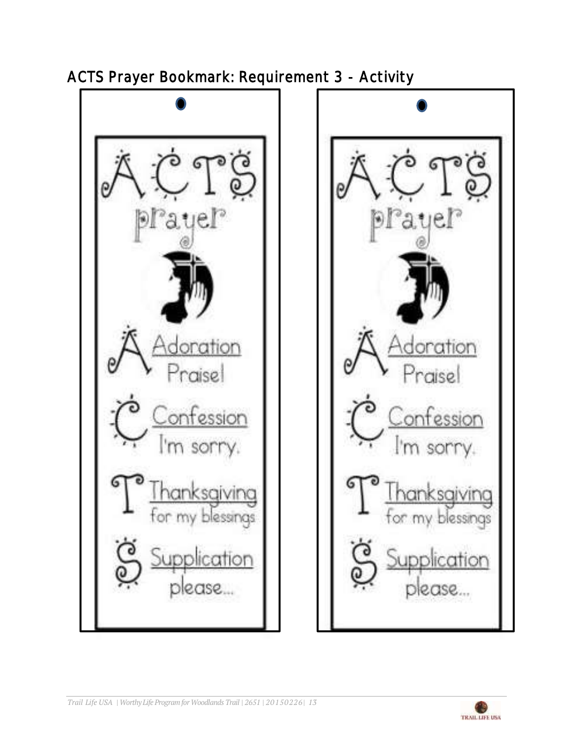## ACTS Prayer Bookmark: Requirement 3 - Activity

ACTS prayer

A Adoration
Praise!

C Confession
I'm sorry.

T Thanksgiving
for my blessings

S Supplication
please...

ACTS prayer

A Adoration
Praise!

C Confession
I'm sorry.

T Thanksgiving
for my blessings

S Supplication
please...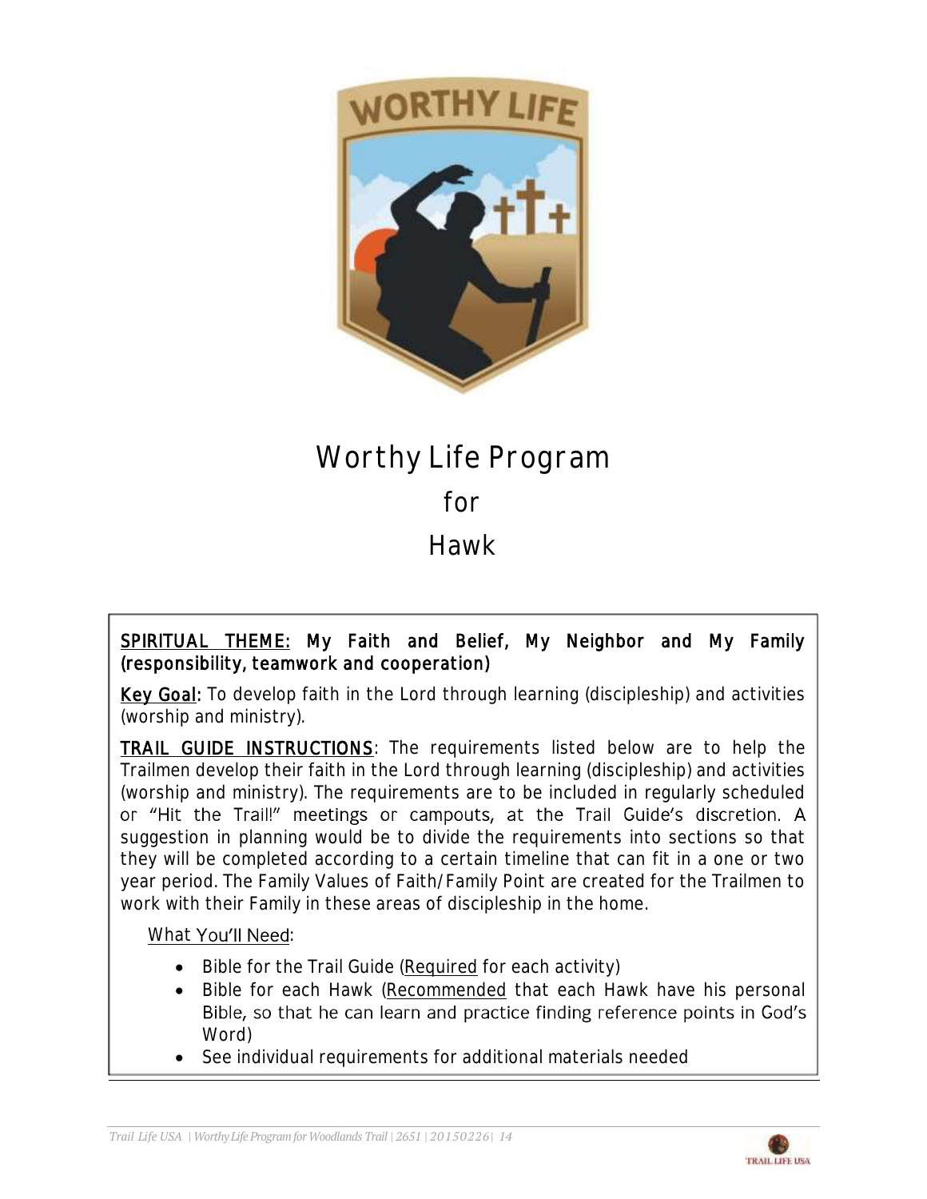# Worthy Life Program

## for

## Hawk

<u>**SPIRITUAL THEME:**</u> **My Faith and Belief, My Neighbor and My Family (responsibility, teamwork and cooperation)**

<u>**Key Goal**</u>**:** To develop faith in the Lord through learning (discipleship) and activities (worship and ministry).

<u>**TRAIL GUIDE INSTRUCTIONS**</u>: The requirements listed below are to help the Trailmen develop their faith in the Lord through learning (discipleship) and activities (worship and ministry). The requirements are to be included in regularly scheduled or "Hit the Trail!" meetings or campouts, at the Trail Guide's discretion. A suggestion in planning would be to divide the requirements into sections so that they will be completed according to a certain timeline that can fit in a one or two year period. The Family Values of Faith/Family Point are created for the Trailmen to work with their Family in these areas of discipleship in the home.

<u>What You'll Need</u>:

- Bible for the Trail Guide (<u>Required</u> for each activity)
- Bible for each Hawk (<u>Recommended</u> that each Hawk have his personal Bible, so that he can learn and practice finding reference points in God's Word)
- See individual requirements for additional materials needed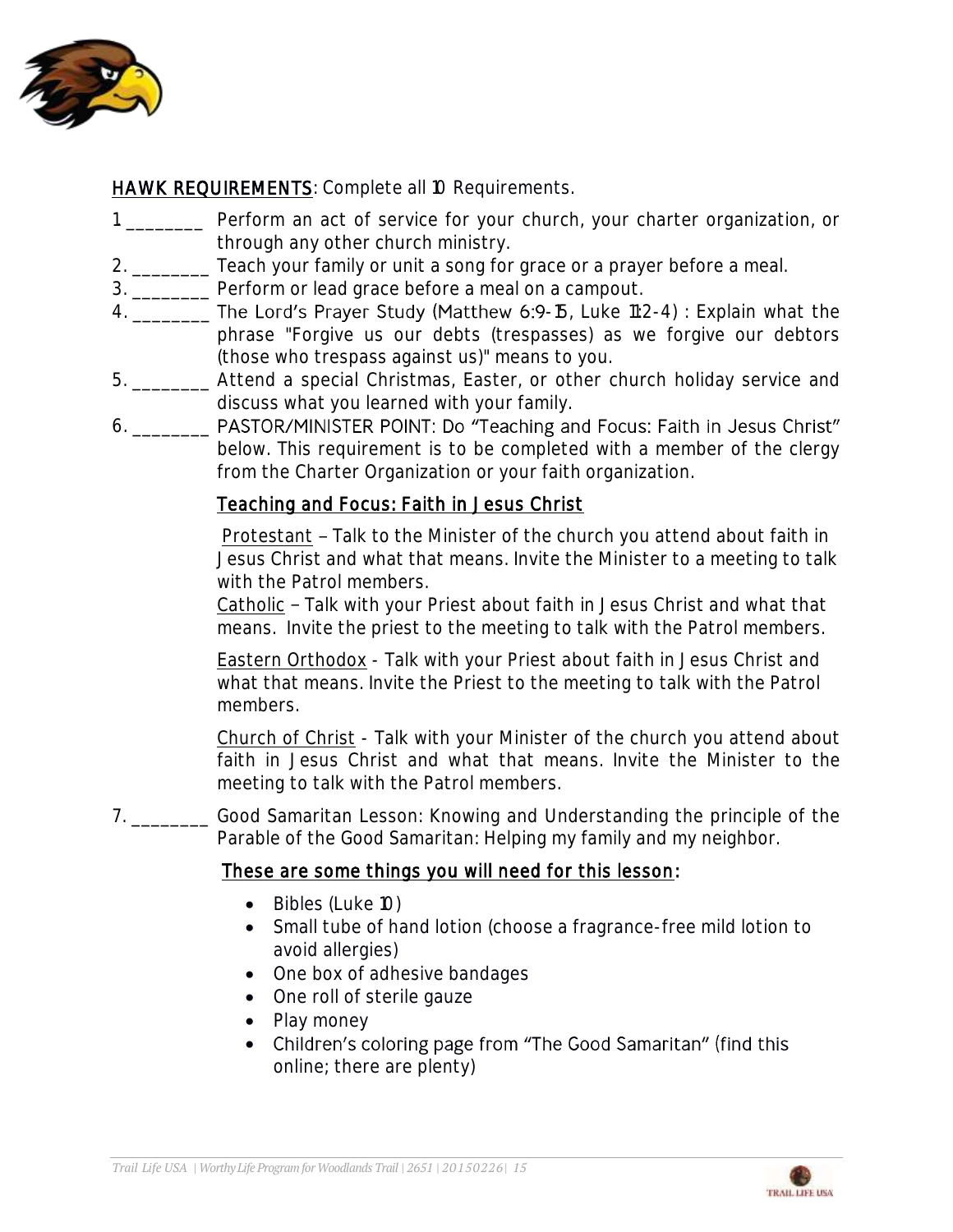**HAWK REQUIREMENTS**: Complete all 10 Requirements.

1 ________ Perform an act of service for your church, your charter organization, or through any other church ministry.

2. ________ Teach your family or unit a song for grace or a prayer before a meal.

3. ________ Perform or lead grace before a meal on a campout.

4. ________ The Lord's Prayer Study (Matthew 6:9-15, Luke 11:2-4) : Explain what the phrase "Forgive us our debts (trespasses) as we forgive our debtors (those who trespass against us)" means to you.

5. ________ Attend a special Christmas, Easter, or other church holiday service and discuss what you learned with your family.

6. ________ PASTOR/MINISTER POINT: Do "Teaching and Focus: Faith in Jesus Christ" below. This requirement is to be completed with a member of the clergy from the Charter Organization or your faith organization.

**Teaching and Focus: Faith in Jesus Christ**

Protestant – Talk to the Minister of the church you attend about faith in Jesus Christ and what that means. Invite the Minister to a meeting to talk with the Patrol members.

Catholic – Talk with your Priest about faith in Jesus Christ and what that means. Invite the priest to the meeting to talk with the Patrol members.

Eastern Orthodox - Talk with your Priest about faith in Jesus Christ and what that means. Invite the Priest to the meeting to talk with the Patrol members.

Church of Christ - Talk with your Minister of the church you attend about faith in Jesus Christ and what that means. Invite the Minister to the meeting to talk with the Patrol members.

7. ________ Good Samaritan Lesson: Knowing and Understanding the principle of the Parable of the Good Samaritan: Helping my family and my neighbor.

**These are some things you will need for this lesson:**

- Bibles (Luke 10)
- Small tube of hand lotion (choose a fragrance-free mild lotion to avoid allergies)
- One box of adhesive bandages
- One roll of sterile gauze
- Play money
- Children's coloring page from "The Good Samaritan" (find this online; there are plenty)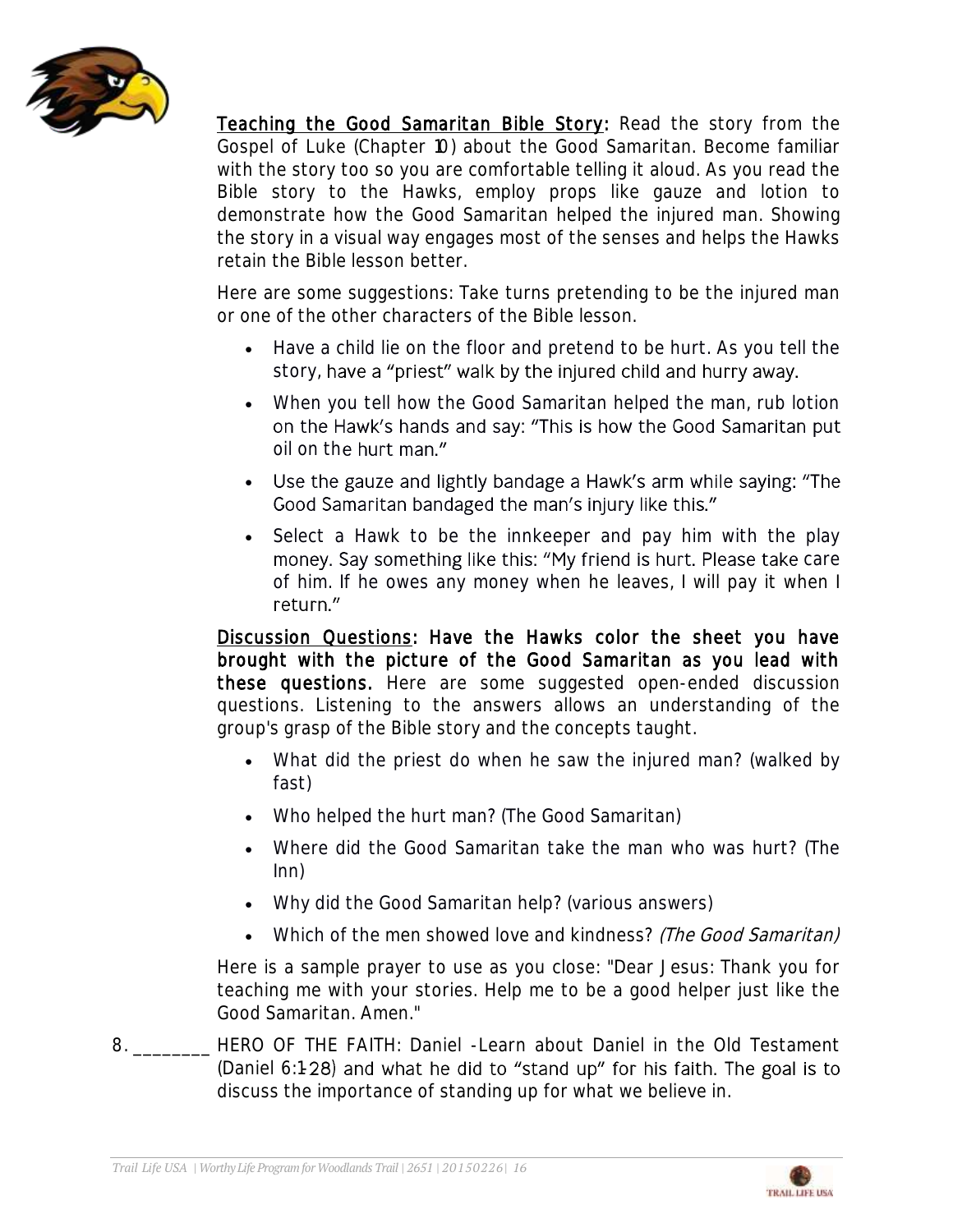Teaching the Good Samaritan Bible Story: Read the story from the Gospel of Luke (Chapter 10) about the Good Samaritan. Become familiar with the story too so you are comfortable telling it aloud. As you read the Bible story to the Hawks, employ props like gauze and lotion to demonstrate how the Good Samaritan helped the injured man. Showing the story in a visual way engages most of the senses and helps the Hawks retain the Bible lesson better.

Here are some suggestions: Take turns pretending to be the injured man or one of the other characters of the Bible lesson.

- Have a child lie on the floor and pretend to be hurt. As you tell the story, have a "priest" walk by the injured child and hurry away.
- When you tell how the Good Samaritan helped the man, rub lotion on the Hawk's hands and say: "This is how the Good Samaritan put oil on the hurt man."
- Use the gauze and lightly bandage a Hawk's arm while saying: "The Good Samaritan bandaged the man's injury like this."
- Select a Hawk to be the innkeeper and pay him with the play money. Say something like this: "My friend is hurt. Please take care of him. If he owes any money when he leaves, I will pay it when I return."

Discussion Questions: **Have the Hawks color the sheet you have brought with the picture of the Good Samaritan as you lead with these questions.** Here are some suggested open-ended discussion questions. Listening to the answers allows an understanding of the group's grasp of the Bible story and the concepts taught.

- What did the priest do when he saw the injured man? (walked by fast)
- Who helped the hurt man? (The Good Samaritan)
- Where did the Good Samaritan take the man who was hurt? (The Inn)
- Why did the Good Samaritan help? (various answers)
- Which of the men showed love and kindness? *(The Good Samaritan)*

Here is a sample prayer to use as you close: "Dear Jesus: Thank you for teaching me with your stories. Help me to be a good helper just like the Good Samaritan. Amen."

8. ________ HERO OF THE FAITH: Daniel -Learn about Daniel in the Old Testament (Daniel 6:1-28) and what he did to "stand up" for his faith. The goal is to discuss the importance of standing up for what we believe in.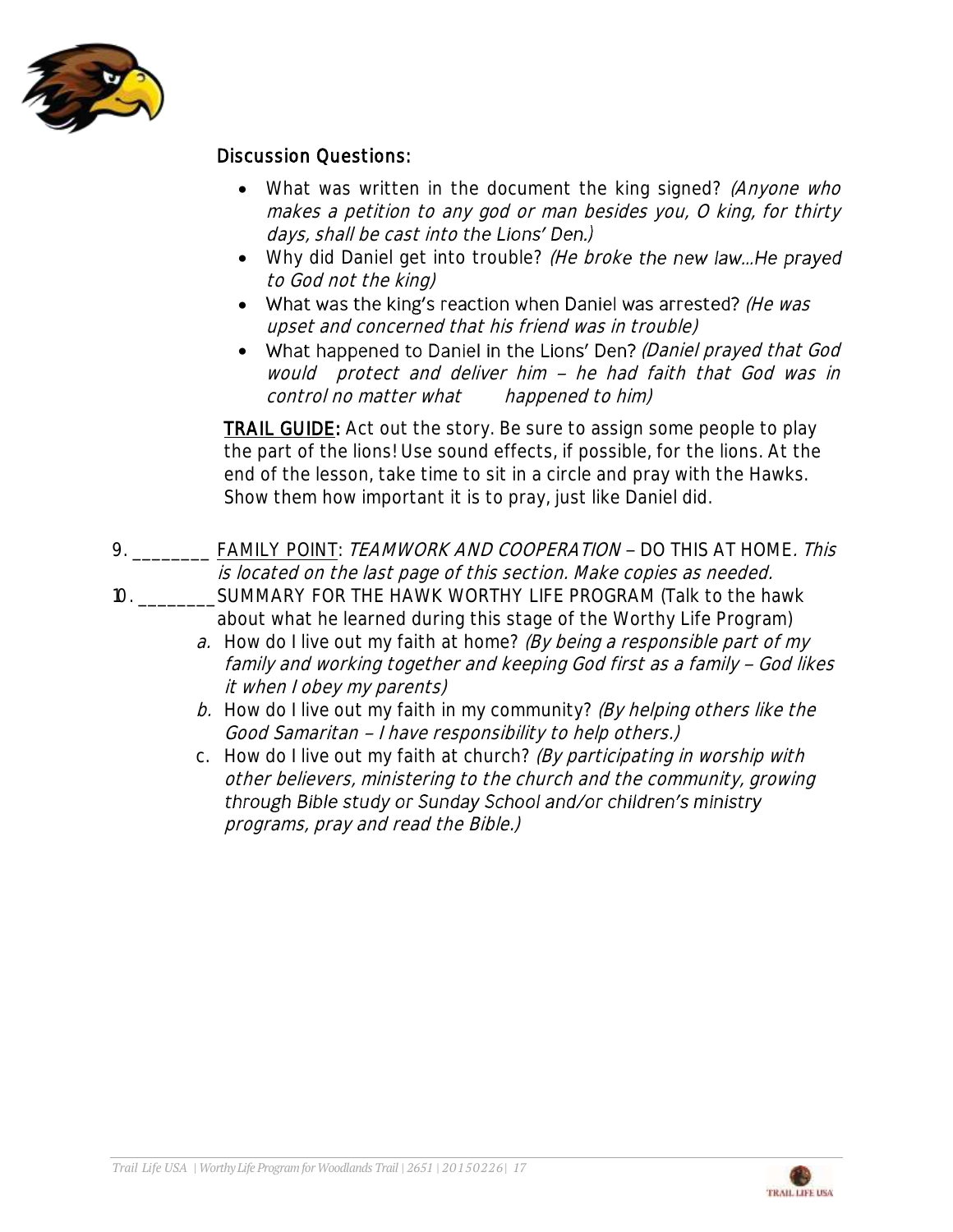### Discussion Questions:

- What was written in the document the king signed? *(Anyone who makes a petition to any god or man besides you, O king, for thirty days, shall be cast into the Lions' Den.)*
- Why did Daniel get into trouble? *(He broke the new law…He prayed to God not the king)*
- What was the king's reaction when Daniel was arrested? *(He was upset and concerned that his friend was in trouble)*
- What happened to Daniel in the Lions' Den? *(Daniel prayed that God would protect and deliver him – he had faith that God was in control no matter what happened to him)*

**TRAIL GUIDE:** Act out the story. Be sure to assign some people to play the part of the lions! Use sound effects, if possible, for the lions. At the end of the lesson, take time to sit in a circle and pray with the Hawks. Show them how important it is to pray, just like Daniel did.

9. ________ FAMILY POINT: *TEAMWORK AND COOPERATION* – DO THIS AT HOME. *This is located on the last page of this section. Make copies as needed.*
10. ________ SUMMARY FOR THE HAWK WORTHY LIFE PROGRAM (Talk to the hawk about what he learned during this stage of the Worthy Life Program)
    a. How do I live out my faith at home? *(By being a responsible part of my family and working together and keeping God first as a family – God likes it when I obey my parents)*
    b. How do I live out my faith in my community? *(By helping others like the Good Samaritan – I have responsibility to help others.)*
    c. How do I live out my faith at church? *(By participating in worship with other believers, ministering to the church and the community, growing through Bible study or Sunday School and/or children's ministry programs, pray and read the Bible.)*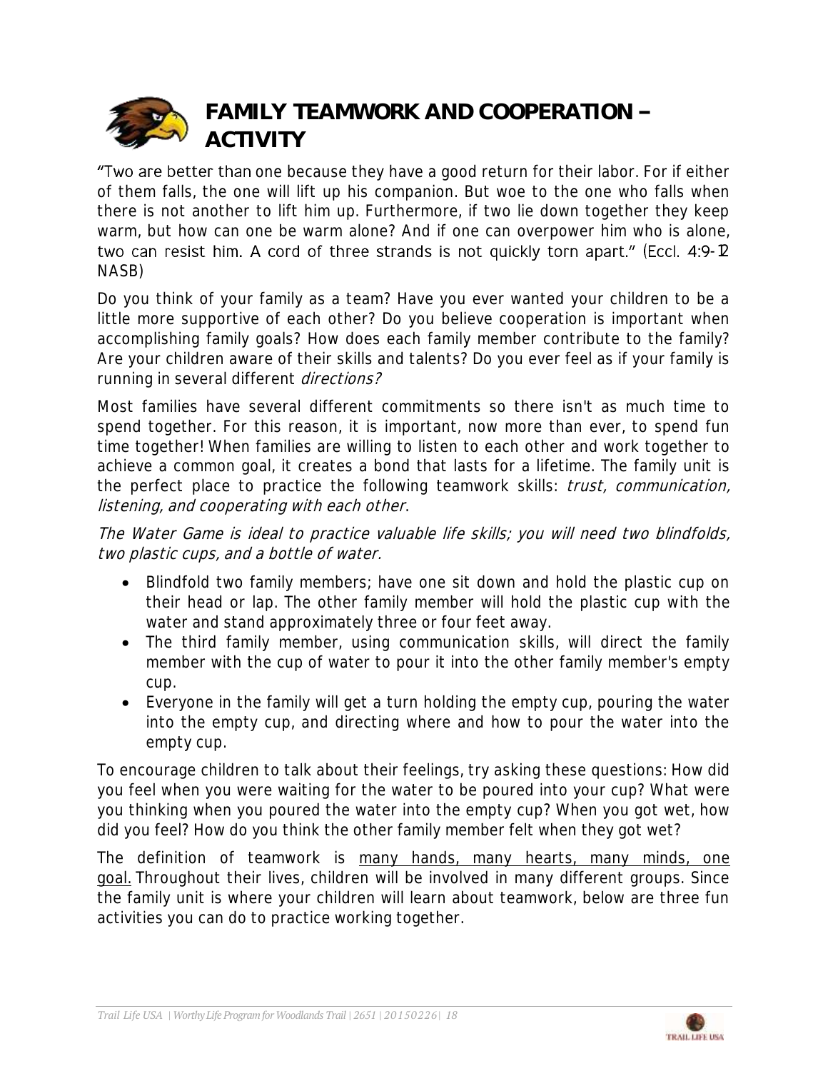# FAMILY TEAMWORK AND COOPERATION – ACTIVITY

"Two are better than one because they have a good return for their labor. For if either of them falls, the one will lift up his companion. But woe to the one who falls when there is not another to lift him up. Furthermore, if two lie down together they keep warm, but how can one be warm alone? And if one can overpower him who is alone, two can resist him. A cord of three strands is not quickly torn apart." (Eccl. 4:9-12 NASB)

Do you think of your family as a team? Have you ever wanted your children to be a little more supportive of each other? Do you believe cooperation is important when accomplishing family goals? How does each family member contribute to the family? Are your children aware of their skills and talents? Do you ever feel as if your family is running in several different *directions?*

Most families have several different commitments so there isn't as much time to spend together. For this reason, it is important, now more than ever, to spend fun time together! When families are willing to listen to each other and work together to achieve a common goal, it creates a bond that lasts for a lifetime. The family unit is the perfect place to practice the following teamwork skills: *trust, communication, listening, and cooperating with each other*.

*The Water Game is ideal to practice valuable life skills; you will need two blindfolds, two plastic cups, and a bottle of water.*

- Blindfold two family members; have one sit down and hold the plastic cup on their head or lap. The other family member will hold the plastic cup with the water and stand approximately three or four feet away.
- The third family member, using communication skills, will direct the family member with the cup of water to pour it into the other family member's empty cup.
- Everyone in the family will get a turn holding the empty cup, pouring the water into the empty cup, and directing where and how to pour the water into the empty cup.

To encourage children to talk about their feelings, try asking these questions: How did you feel when you were waiting for the water to be poured into your cup? What were you thinking when you poured the water into the empty cup? When you got wet, how did you feel? How do you think the other family member felt when they got wet?

The definition of teamwork is <u>many hands, many hearts, many minds, one goal.</u> Throughout their lives, children will be involved in many different groups. Since the family unit is where your children will learn about teamwork, below are three fun activities you can do to practice working together.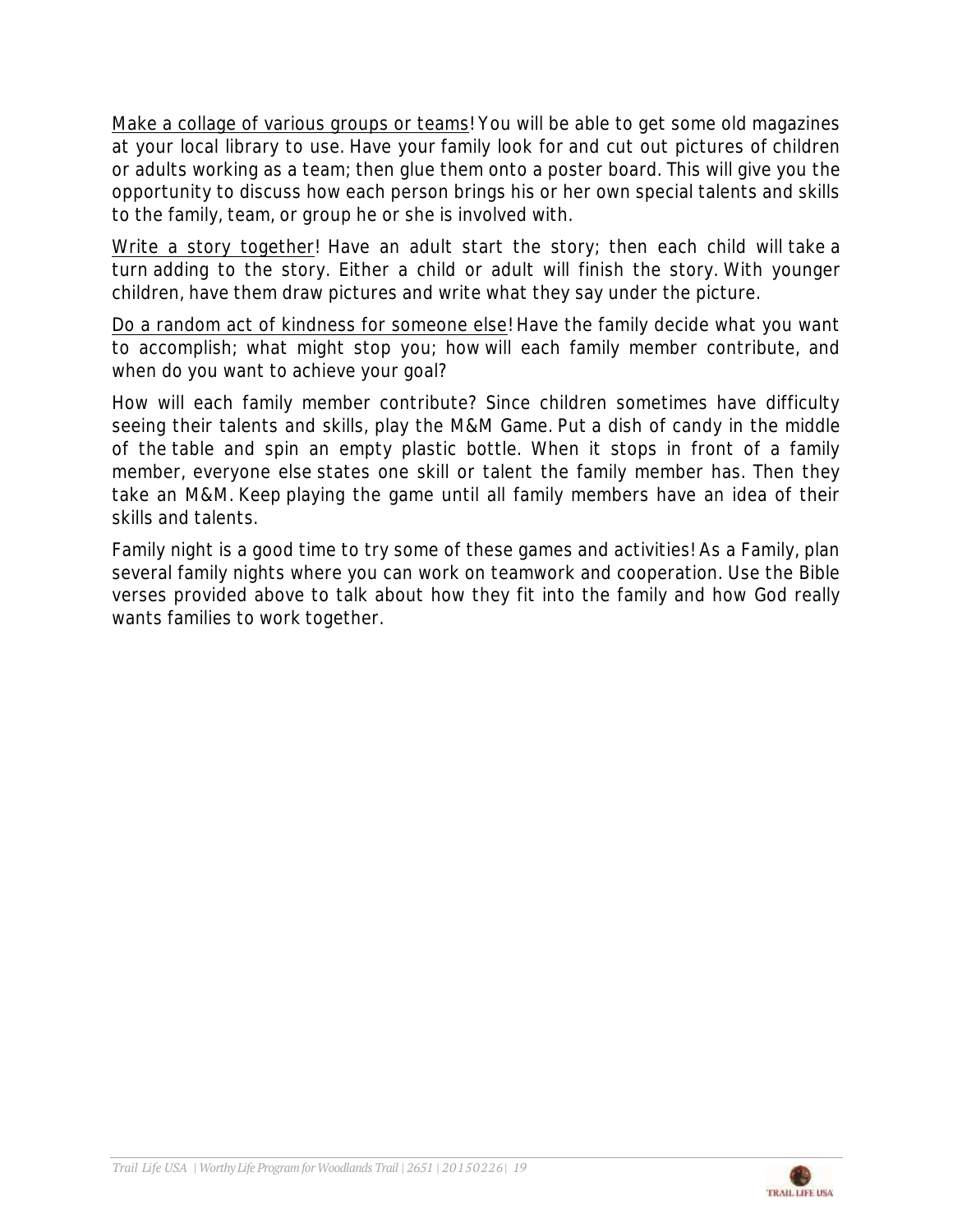Make a collage of various groups or teams! You will be able to get some old magazines at your local library to use. Have your family look for and cut out pictures of children or adults working as a team; then glue them onto a poster board. This will give you the opportunity to discuss how each person brings his or her own special talents and skills to the family, team, or group he or she is involved with.

Write a story together! Have an adult start the story; then each child will take a turn adding to the story. Either a child or adult will finish the story. With younger children, have them draw pictures and write what they say under the picture.

Do a random act of kindness for someone else! Have the family decide what you want to accomplish; what might stop you; how will each family member contribute, and when do you want to achieve your goal?

How will each family member contribute? Since children sometimes have difficulty seeing their talents and skills, play the M&M Game. Put a dish of candy in the middle of the table and spin an empty plastic bottle. When it stops in front of a family member, everyone else states one skill or talent the family member has. Then they take an M&M. Keep playing the game until all family members have an idea of their skills and talents.

Family night is a good time to try some of these games and activities! As a Family, plan several family nights where you can work on teamwork and cooperation. Use the Bible verses provided above to talk about how they fit into the family and how God really wants families to work together.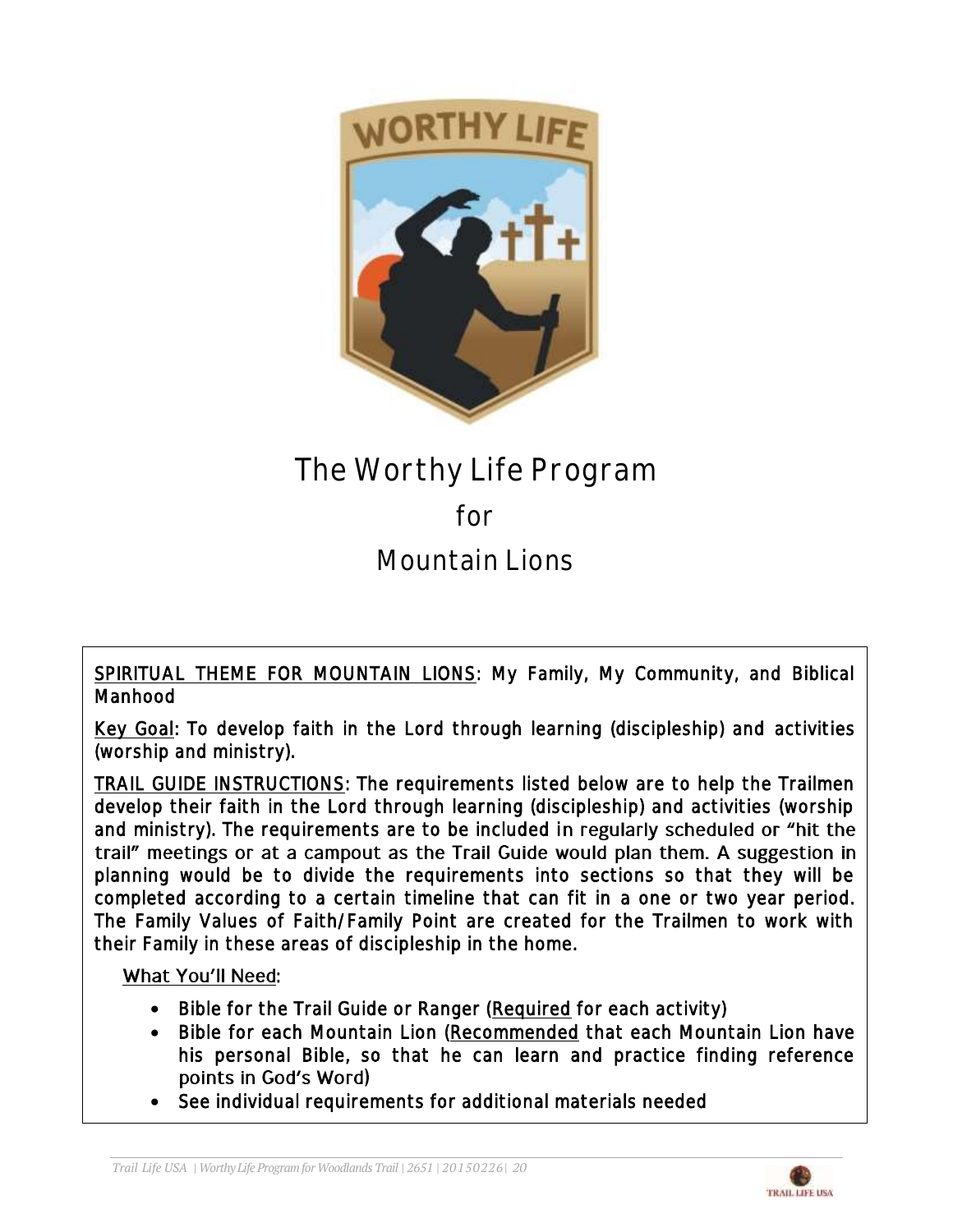# The Worthy Life Program

## for

## Mountain Lions

SPIRITUAL THEME FOR MOUNTAIN LIONS: My Family, My Community, and Biblical Manhood

Key Goal: To develop faith in the Lord through learning (discipleship) and activities (worship and ministry).

TRAIL GUIDE INSTRUCTIONS: The requirements listed below are to help the Trailmen develop their faith in the Lord through learning (discipleship) and activities (worship and ministry). The requirements are to be included in regularly scheduled or "hit the trail" meetings or at a campout as the Trail Guide would plan them. A suggestion in planning would be to divide the requirements into sections so that they will be completed according to a certain timeline that can fit in a one or two year period. The Family Values of Faith/Family Point are created for the Trailmen to work with their Family in these areas of discipleship in the home.

What You'll Need:

- Bible for the Trail Guide or Ranger (Required for each activity)
- Bible for each Mountain Lion (Recommended that each Mountain Lion have his personal Bible, so that he can learn and practice finding reference points in God's Word)
- See individual requirements for additional materials needed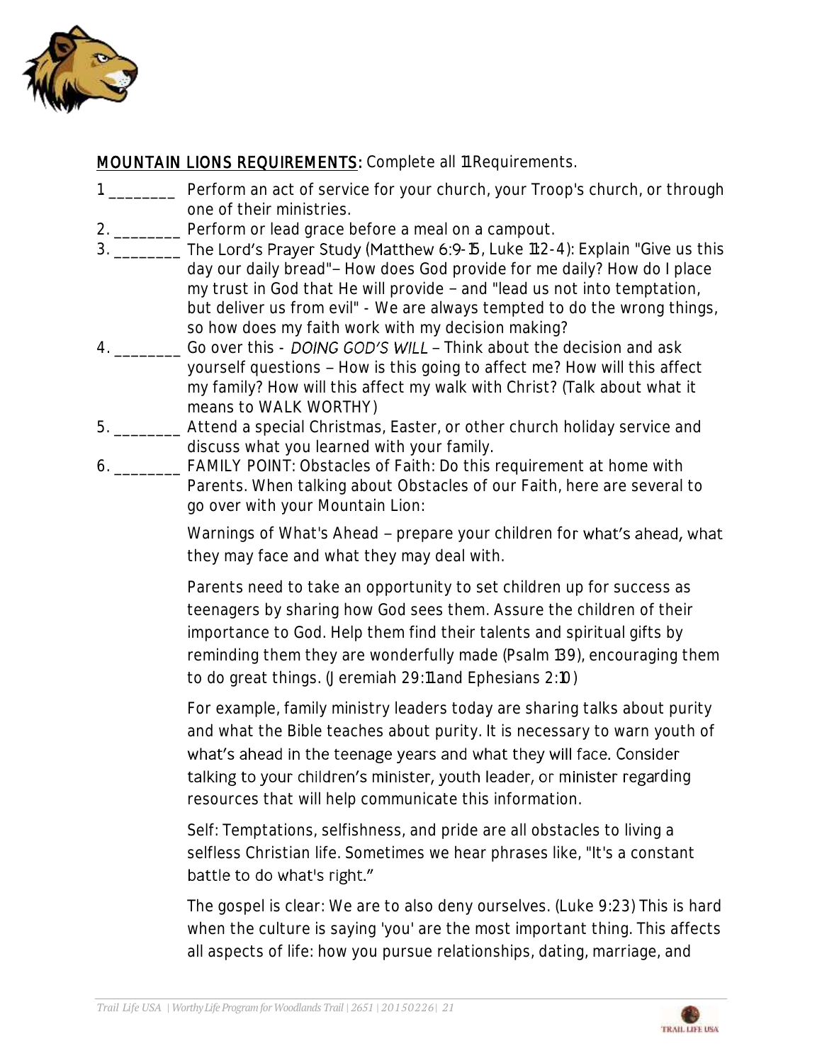**MOUNTAIN LIONS REQUIREMENTS:** Complete all 11 Requirements.

1 ________ Perform an act of service for your church, your Troop's church, or through one of their ministries.

2. ________ Perform or lead grace before a meal on a campout.

3. ________ The Lord's Prayer Study (Matthew 6:9-15, Luke 11:2-4): Explain "Give us this day our daily bread"– How does God provide for me daily? How do I place my trust in God that He will provide – and "lead us not into temptation, but deliver us from evil" - We are always tempted to do the wrong things, so how does my faith work with my decision making?

4. ________ Go over this - *DOING GOD'S WILL* – Think about the decision and ask yourself questions – How is this going to affect me? How will this affect my family? How will this affect my walk with Christ? (Talk about what it means to WALK WORTHY)

5. ________ Attend a special Christmas, Easter, or other church holiday service and discuss what you learned with your family.

6. ________ FAMILY POINT: Obstacles of Faith: Do this requirement at home with Parents. When talking about Obstacles of our Faith, here are several to go over with your Mountain Lion:

   Warnings of What's Ahead – prepare your children for what's ahead, what they may face and what they may deal with.

   Parents need to take an opportunity to set children up for success as teenagers by sharing how God sees them. Assure the children of their importance to God. Help them find their talents and spiritual gifts by reminding them they are wonderfully made (Psalm 139), encouraging them to do great things. (Jeremiah 29:11 and Ephesians 2:10)

   For example, family ministry leaders today are sharing talks about purity and what the Bible teaches about purity. It is necessary to warn youth of what's ahead in the teenage years and what they will face. Consider talking to your children's minister, youth leader, or minister regarding resources that will help communicate this information.

   Self: Temptations, selfishness, and pride are all obstacles to living a selfless Christian life. Sometimes we hear phrases like, "It's a constant battle to do what's right."

   The gospel is clear: We are to also deny ourselves. (Luke 9:23) This is hard when the culture is saying 'you' are the most important thing. This affects all aspects of life: how you pursue relationships, dating, marriage, and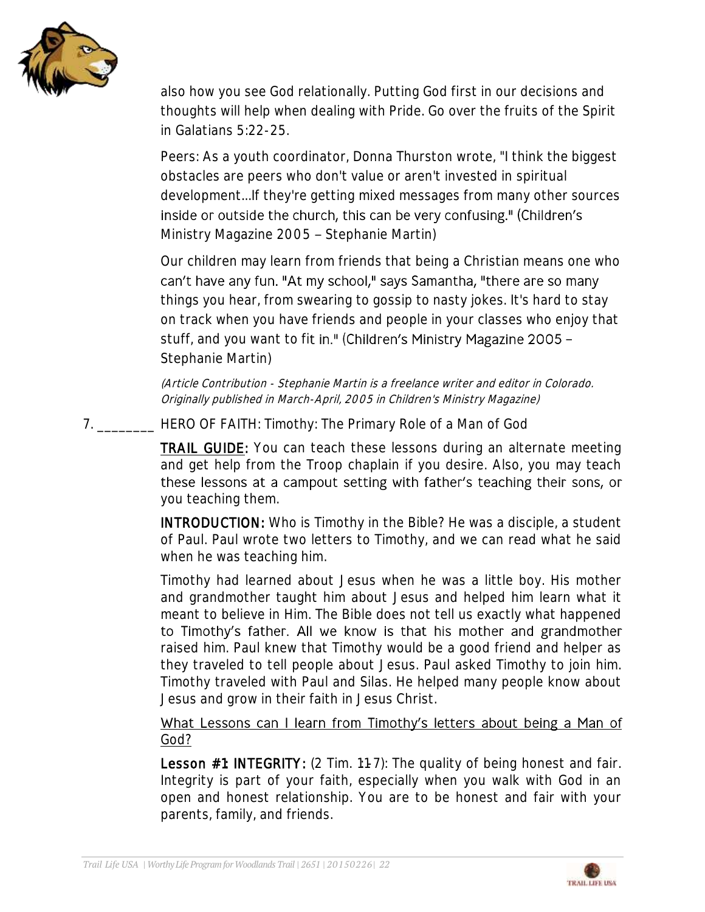also how you see God relationally. Putting God first in our decisions and thoughts will help when dealing with Pride. Go over the fruits of the Spirit in Galatians 5:22-25.

Peers: As a youth coordinator, Donna Thurston wrote, "I think the biggest obstacles are peers who don't value or aren't invested in spiritual development...If they're getting mixed messages from many other sources inside or outside the church, this can be very confusing." (Children's Ministry Magazine 2005 – Stephanie Martin)

Our children may learn from friends that being a Christian means one who can't have any fun. "At my school," says Samantha, "there are so many things you hear, from swearing to gossip to nasty jokes. It's hard to stay on track when you have friends and people in your classes who enjoy that stuff, and you want to fit in." (Children's Ministry Magazine 2005 – Stephanie Martin)

*(Article Contribution - Stephanie Martin is a freelance writer and editor in Colorado. Originally published in March-April, 2005 in Children's Ministry Magazine)*

7. ________ HERO OF FAITH: Timothy: The Primary Role of a Man of God

<u>**TRAIL GUIDE:**</u> You can teach these lessons during an alternate meeting and get help from the Troop chaplain if you desire. Also, you may teach these lessons at a campout setting with father's teaching their sons, or you teaching them.

**INTRODUCTION:** Who is Timothy in the Bible? He was a disciple, a student of Paul. Paul wrote two letters to Timothy, and we can read what he said when he was teaching him.

Timothy had learned about Jesus when he was a little boy. His mother and grandmother taught him about Jesus and helped him learn what it meant to believe in Him. The Bible does not tell us exactly what happened to Timothy's father. All we know is that his mother and grandmother raised him. Paul knew that Timothy would be a good friend and helper as they traveled to tell people about Jesus. Paul asked Timothy to join him. Timothy traveled with Paul and Silas. He helped many people know about Jesus and grow in their faith in Jesus Christ.

<u>What Lessons can I learn from Timothy's letters about being a Man of God?</u>

**Lesson #1: INTEGRITY:** (2 Tim. 1:1-7): The quality of being honest and fair. Integrity is part of your faith, especially when you walk with God in an open and honest relationship. You are to be honest and fair with your parents, family, and friends.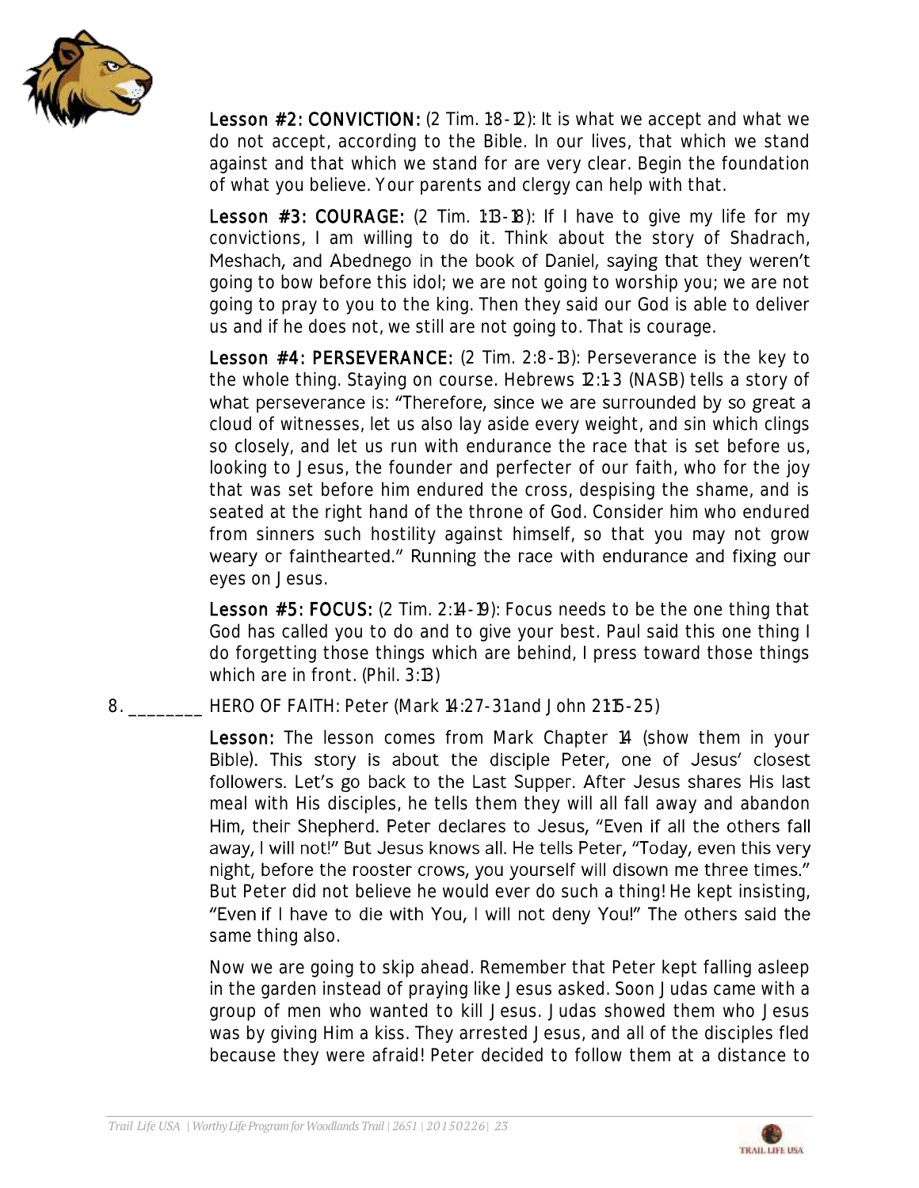**Lesson #2: CONVICTION:** (2 Tim. 1:8-12): It is what we accept and what we do not accept, according to the Bible. In our lives, that which we stand against and that which we stand for are very clear. Begin the foundation of what you believe. Your parents and clergy can help with that.

**Lesson #3: COURAGE:** (2 Tim. 1:13-18): If I have to give my life for my convictions, I am willing to do it. Think about the story of Shadrach, Meshach, and Abednego in the book of Daniel, saying that they weren't going to bow before this idol; we are not going to worship you; we are not going to pray to you to the king. Then they said our God is able to deliver us and if he does not, we still are not going to. That is courage.

**Lesson #4: PERSEVERANCE:** (2 Tim. 2:8-13): Perseverance is the key to the whole thing. Staying on course. Hebrews 12:1-3 (NASB) tells a story of what perseverance is: "Therefore, since we are surrounded by so great a cloud of witnesses, let us also lay aside every weight, and sin which clings so closely, and let us run with endurance the race that is set before us, looking to Jesus, the founder and perfecter of our faith, who for the joy that was set before him endured the cross, despising the shame, and is seated at the right hand of the throne of God. Consider him who endured from sinners such hostility against himself, so that you may not grow weary or fainthearted." Running the race with endurance and fixing our eyes on Jesus.

**Lesson #5: FOCUS:** (2 Tim. 2:14-19): Focus needs to be the one thing that God has called you to do and to give your best. Paul said this one thing I do forgetting those things which are behind, I press toward those things which are in front. (Phil. 3:13)

8. ________ HERO OF FAITH: Peter (Mark 14:27-31 and John 21:15-25)

**Lesson:** The lesson comes from Mark Chapter 14 (show them in your Bible). This story is about the disciple Peter, one of Jesus' closest followers. Let's go back to the Last Supper. After Jesus shares His last meal with His disciples, he tells them they will all fall away and abandon Him, their Shepherd. Peter declares to Jesus, "Even if all the others fall away, I will not!" But Jesus knows all. He tells Peter, "Today, even this very night, before the rooster crows, you yourself will disown me three times." But Peter did not believe he would ever do such a thing! He kept insisting, "Even if I have to die with You, I will not deny You!" The others said the same thing also.

Now we are going to skip ahead. Remember that Peter kept falling asleep in the garden instead of praying like Jesus asked. Soon Judas came with a group of men who wanted to kill Jesus. Judas showed them who Jesus was by giving Him a kiss. They arrested Jesus, and all of the disciples fled because they were afraid! Peter decided to follow them at a distance to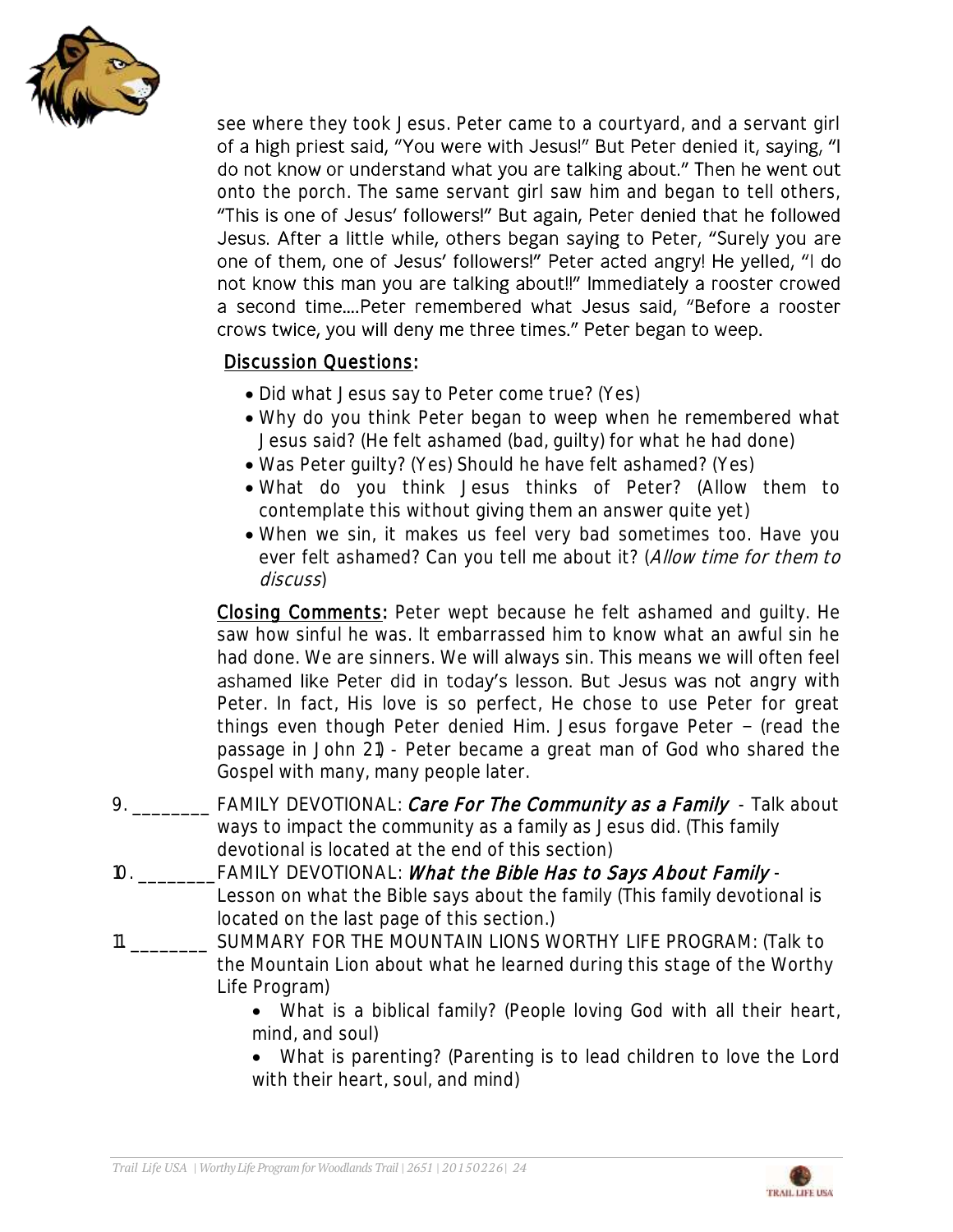see where they took Jesus. Peter came to a courtyard, and a servant girl of a high priest said, "You were with Jesus!" But Peter denied it, saying, "I do not know or understand what you are talking about." Then he went out onto the porch. The same servant girl saw him and began to tell others, "This is one of Jesus' followers!" But again, Peter denied that he followed Jesus. After a little while, others began saying to Peter, "Surely you are one of them, one of Jesus' followers!" Peter acted angry! He yelled, "I do not know this man you are talking about!!" Immediately a rooster crowed a second time....Peter remembered what Jesus said, "Before a rooster crows twice, you will deny me three times." Peter began to weep.

<u>Discussion Questions</u>:

- Did what Jesus say to Peter come true? (Yes)
- Why do you think Peter began to weep when he remembered what Jesus said? (He felt ashamed (bad, guilty) for what he had done)
- Was Peter guilty? (Yes) Should he have felt ashamed? (Yes)
- What do you think Jesus thinks of Peter? (Allow them to contemplate this without giving them an answer quite yet)
- When we sin, it makes us feel very bad sometimes too. Have you ever felt ashamed? Can you tell me about it? (*Allow time for them to discuss*)

<u>Closing Comments</u>: Peter wept because he felt ashamed and guilty. He saw how sinful he was. It embarrassed him to know what an awful sin he had done. We are sinners. We will always sin. This means we will often feel ashamed like Peter did in today's lesson. But Jesus was not angry with Peter. In fact, His love is so perfect, He chose to use Peter for great things even though Peter denied Him. Jesus forgave Peter – (read the passage in John 21) - Peter became a great man of God who shared the Gospel with many, many people later.

9. ________ FAMILY DEVOTIONAL: *Care For The Community as a Family* - Talk about ways to impact the community as a family as Jesus did. (This family devotional is located at the end of this section)
10. ________ FAMILY DEVOTIONAL: *What the Bible Has to Says About Family* - Lesson on what the Bible says about the family (This family devotional is located on the last page of this section.)
11. ________ SUMMARY FOR THE MOUNTAIN LIONS WORTHY LIFE PROGRAM: (Talk to the Mountain Lion about what he learned during this stage of the Worthy Life Program)
    - What is a biblical family? (People loving God with all their heart, mind, and soul)
    - What is parenting? (Parenting is to lead children to love the Lord with their heart, soul, and mind)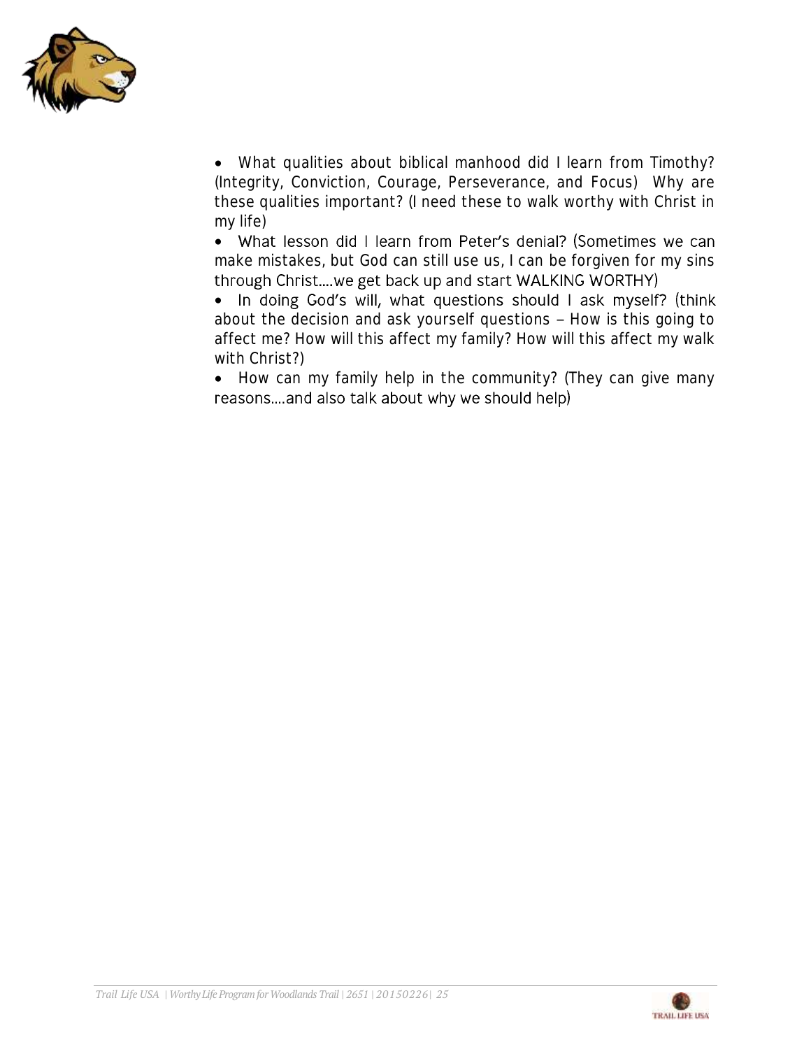- What qualities about biblical manhood did I learn from Timothy? (Integrity, Conviction, Courage, Perseverance, and Focus) Why are these qualities important? (I need these to walk worthy with Christ in my life)
- What lesson did I learn from Peter's denial? (Sometimes we can make mistakes, but God can still use us, I can be forgiven for my sins through Christ….we get back up and start WALKING WORTHY)
- In doing God's will, what questions should I ask myself? (think about the decision and ask yourself questions – How is this going to affect me? How will this affect my family? How will this affect my walk with Christ?)
- How can my family help in the community? (They can give many reasons….and also talk about why we should help)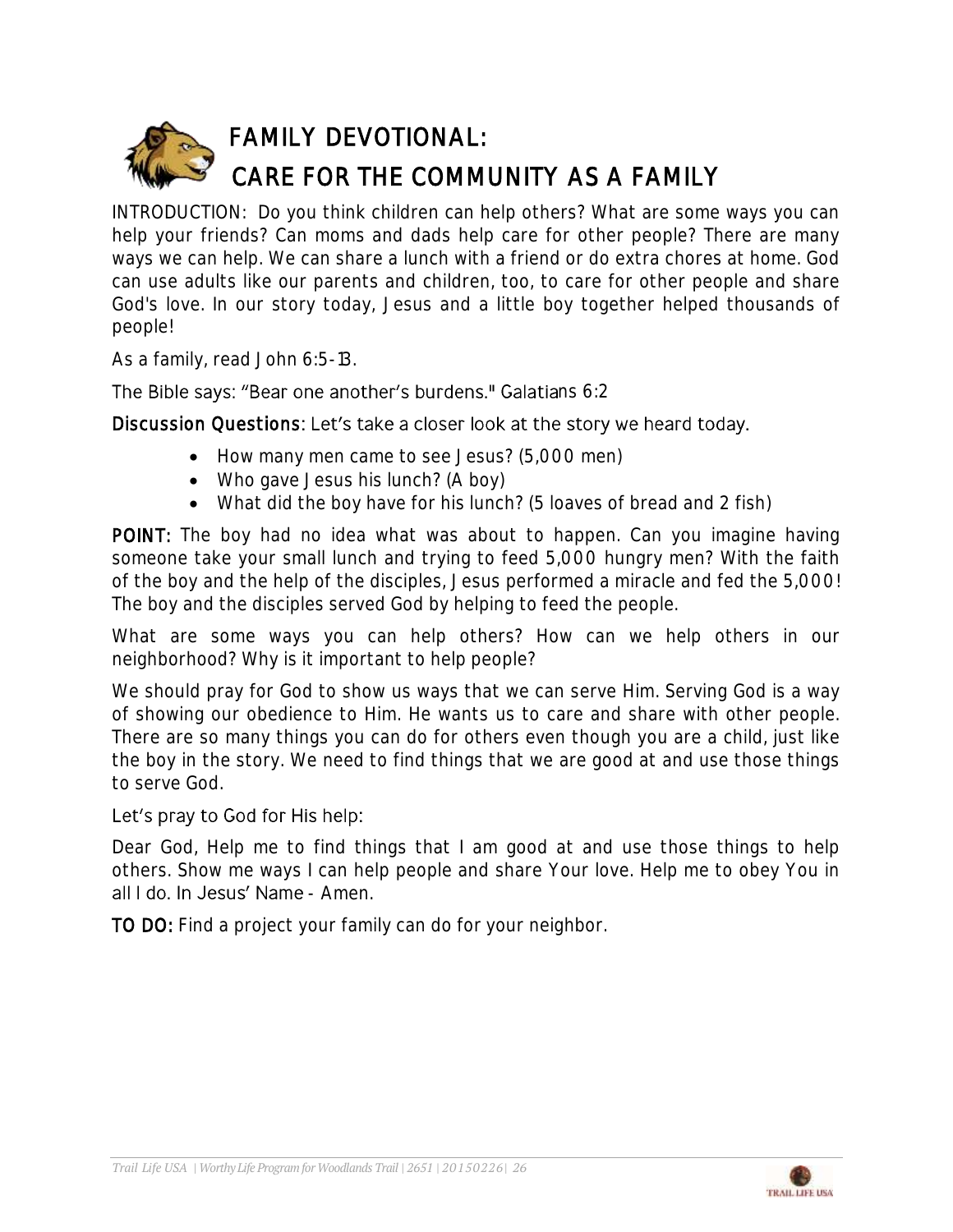# FAMILY DEVOTIONAL:
# CARE FOR THE COMMUNITY AS A FAMILY

INTRODUCTION: Do you think children can help others? What are some ways you can help your friends? Can moms and dads help care for other people? There are many ways we can help. We can share a lunch with a friend or do extra chores at home. God can use adults like our parents and children, too, to care for other people and share God's love. In our story today, Jesus and a little boy together helped thousands of people!

As a family, read John 6:5-13.

The Bible says: "Bear one another's burdens." Galatians 6:2

**Discussion Questions**: Let's take a closer look at the story we heard today.

- How many men came to see Jesus? (5,000 men)
- Who gave Jesus his lunch? (A boy)
- What did the boy have for his lunch? (5 loaves of bread and 2 fish)

**POINT:** The boy had no idea what was about to happen. Can you imagine having someone take your small lunch and trying to feed 5,000 hungry men? With the faith of the boy and the help of the disciples, Jesus performed a miracle and fed the 5,000! The boy and the disciples served God by helping to feed the people.

What are some ways you can help others? How can we help others in our neighborhood? Why is it important to help people?

We should pray for God to show us ways that we can serve Him. Serving God is a way of showing our obedience to Him. He wants us to care and share with other people. There are so many things you can do for others even though you are a child, just like the boy in the story. We need to find things that we are good at and use those things to serve God.

Let's pray to God for His help:

Dear God, Help me to find things that I am good at and use those things to help others. Show me ways I can help people and share Your love. Help me to obey You in all I do. In Jesus' Name - Amen.

**TO DO:** Find a project your family can do for your neighbor.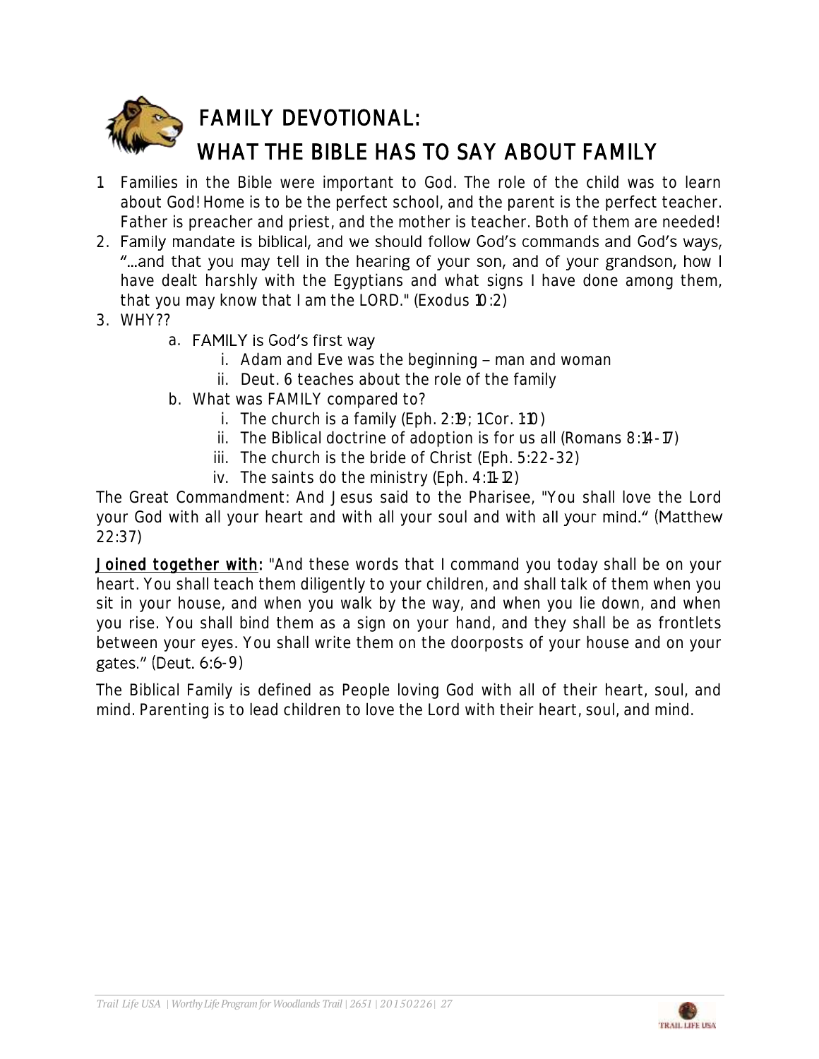# FAMILY DEVOTIONAL:
# WHAT THE BIBLE HAS TO SAY ABOUT FAMILY

1. Families in the Bible were important to God. The role of the child was to learn about God! Home is to be the perfect school, and the parent is the perfect teacher. Father is preacher and priest, and the mother is teacher. Both of them are needed!
2. Family mandate is biblical, and we should follow God's commands and God's ways, "...and that you may tell in the hearing of your son, and of your grandson, how I have dealt harshly with the Egyptians and what signs I have done among them, that you may know that I am the LORD." (Exodus 10:2)
3. WHY??
   a. FAMILY is God's first way
      i. Adam and Eve was the beginning – man and woman
      ii. Deut. 6 teaches about the role of the family
   b. What was FAMILY compared to?
      i. The church is a family (Eph. 2:19; 1Cor. 1:10)
      ii. The Biblical doctrine of adoption is for us all (Romans 8:14-17)
      iii. The church is the bride of Christ (Eph. 5:22-32)
      iv. The saints do the ministry (Eph. 4:11-12)

The Great Commandment: And Jesus said to the Pharisee, "You shall love the Lord your God with all your heart and with all your soul and with all your mind." (Matthew 22:37)

<u>Joined together with</u>: "And these words that I command you today shall be on your heart. You shall teach them diligently to your children, and shall talk of them when you sit in your house, and when you walk by the way, and when you lie down, and when you rise. You shall bind them as a sign on your hand, and they shall be as frontlets between your eyes. You shall write them on the doorposts of your house and on your gates." (Deut. 6:6-9)

The Biblical Family is defined as People loving God with all of their heart, soul, and mind. Parenting is to lead children to love the Lord with their heart, soul, and mind.